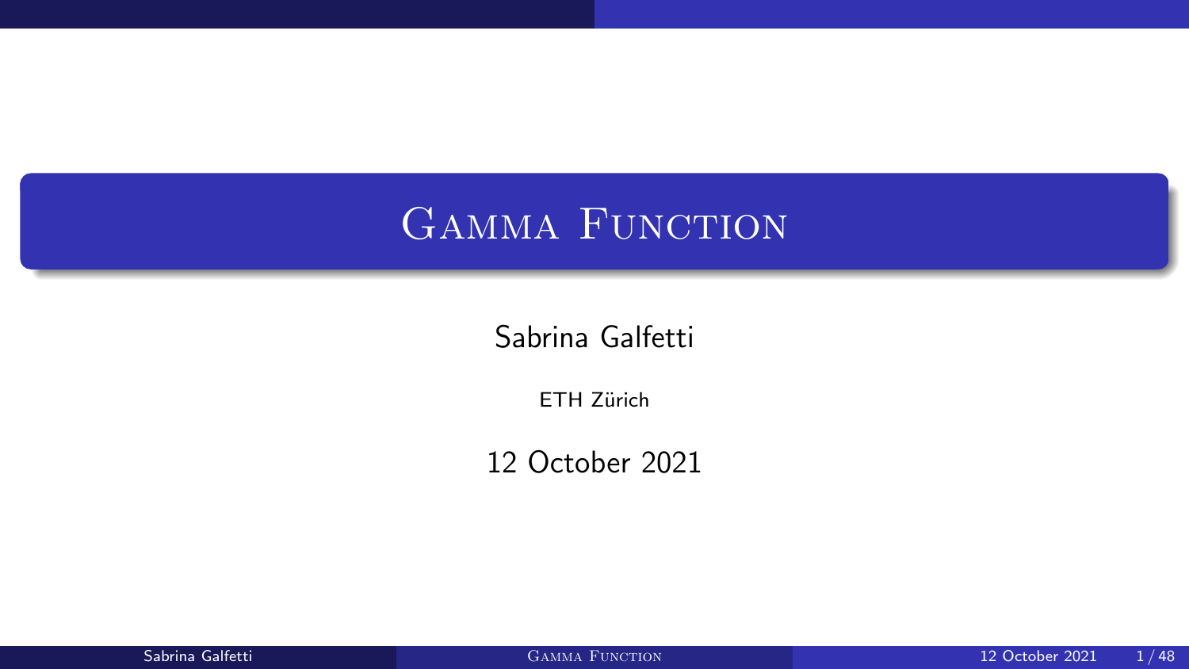# Gamma Function

Sabrina Galfetti

ETH Zürich

12 October 2021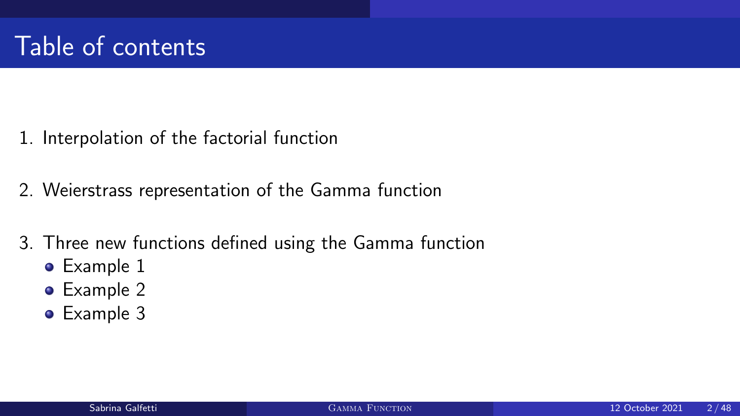# Table of contents

1. Interpolation of the factorial function

2. Weierstrass representation of the Gamma function

3. Three new functions defined using the Gamma function
   - Example 1
   - Example 2
   - Example 3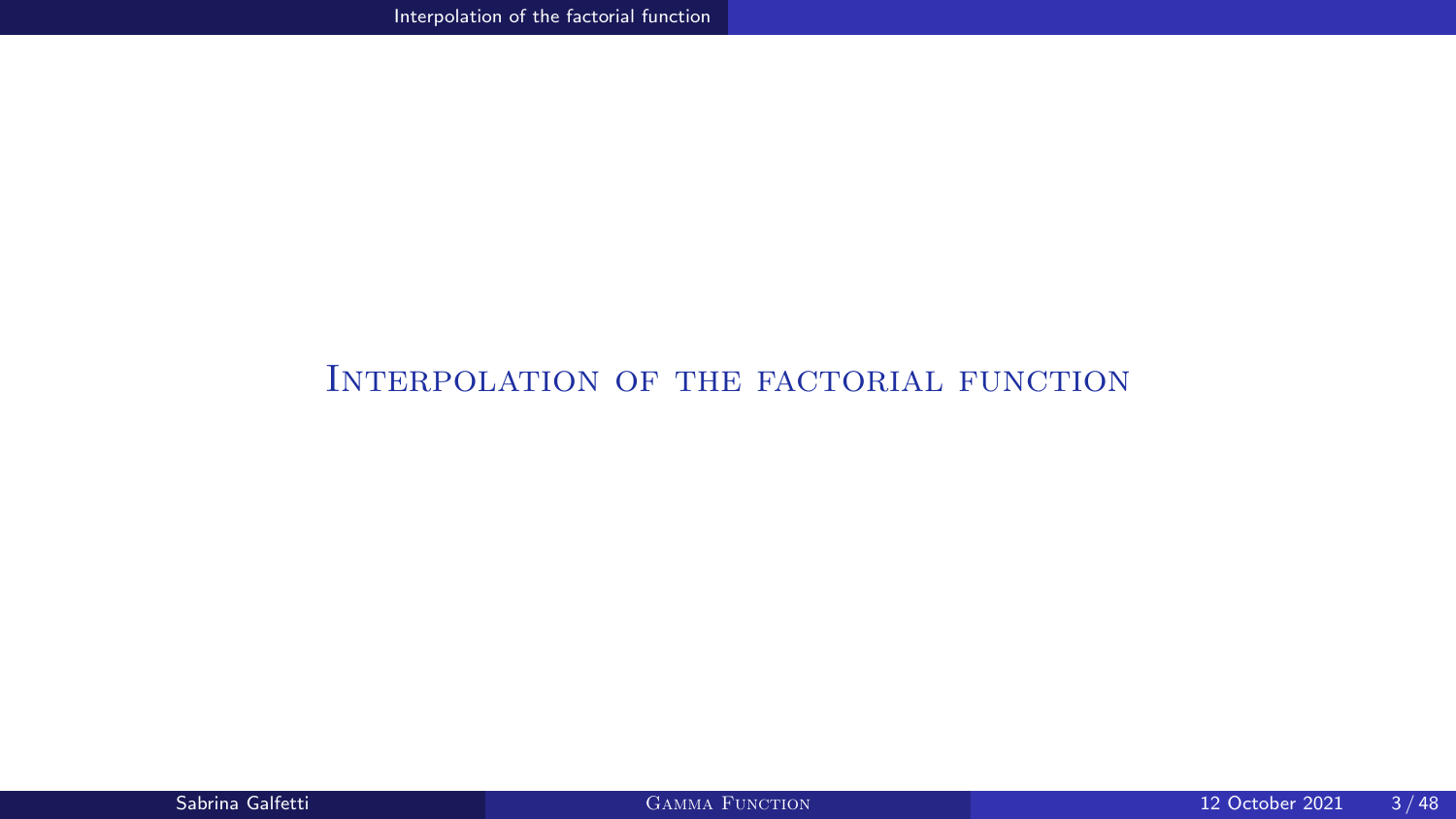# Interpolation of the factorial function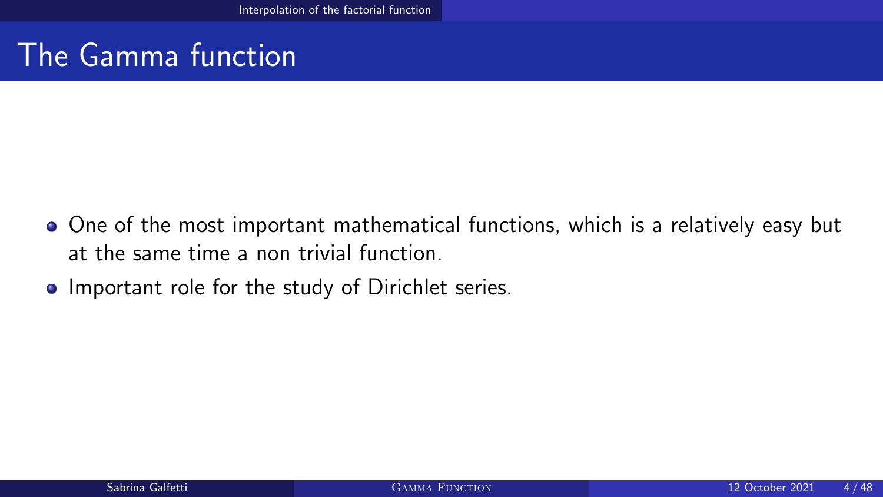# The Gamma function

- One of the most important mathematical functions, which is a relatively easy but at the same time a non trivial function.
- Important role for the study of Dirichlet series.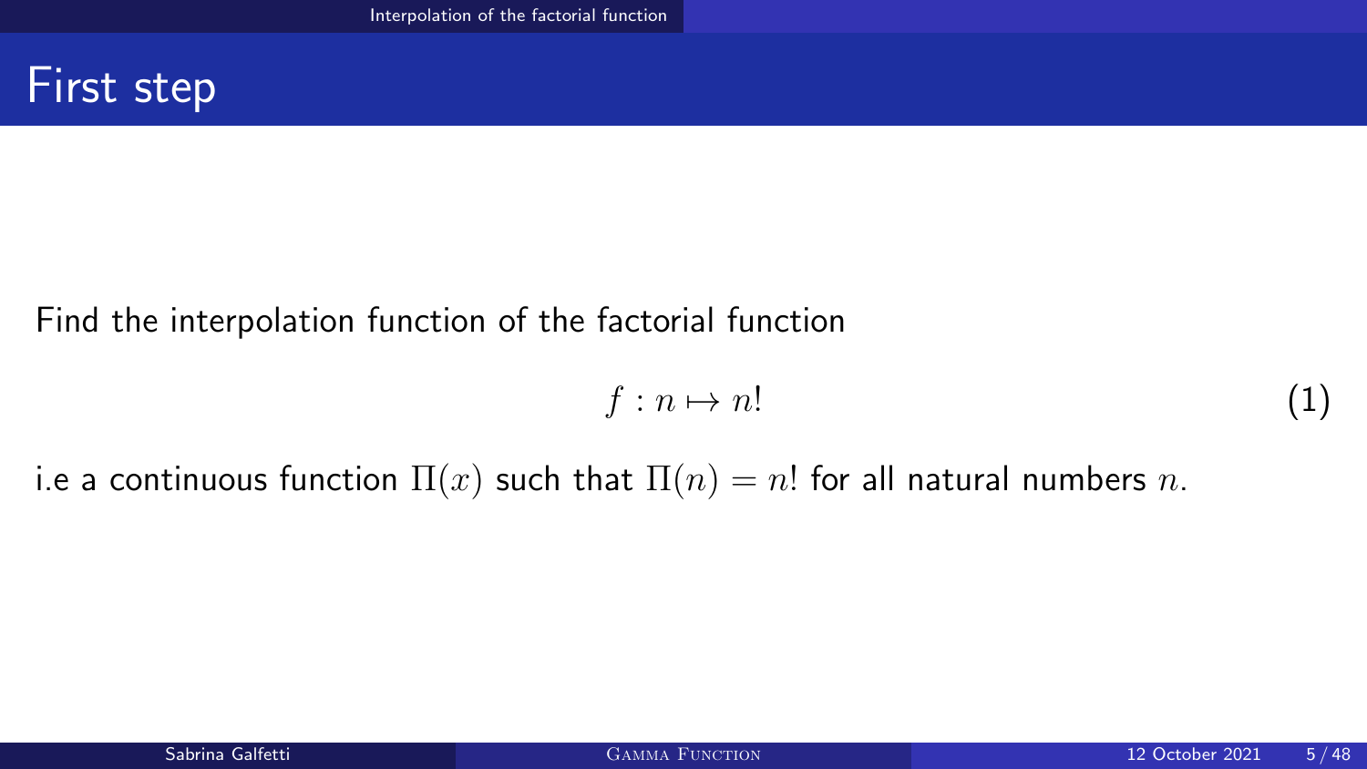# First step

Find the interpolation function of the factorial function

$$f : n \mapsto n! \tag{1}$$

i.e a continuous function $\Pi(x)$ such that $\Pi(n) = n!$ for all natural numbers $n$.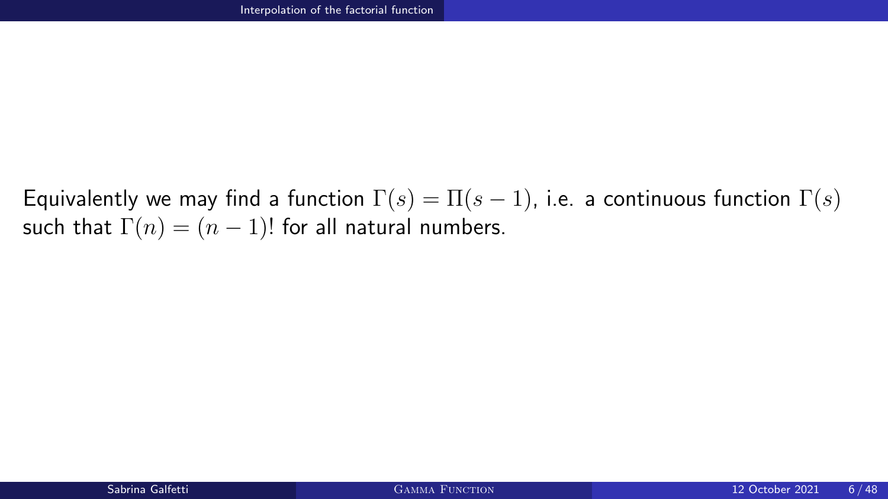Equivalently we may find a function $\Gamma(s) = \Pi(s-1)$, i.e. a continuous function $\Gamma(s)$ such that $\Gamma(n) = (n-1)!$ for all natural numbers.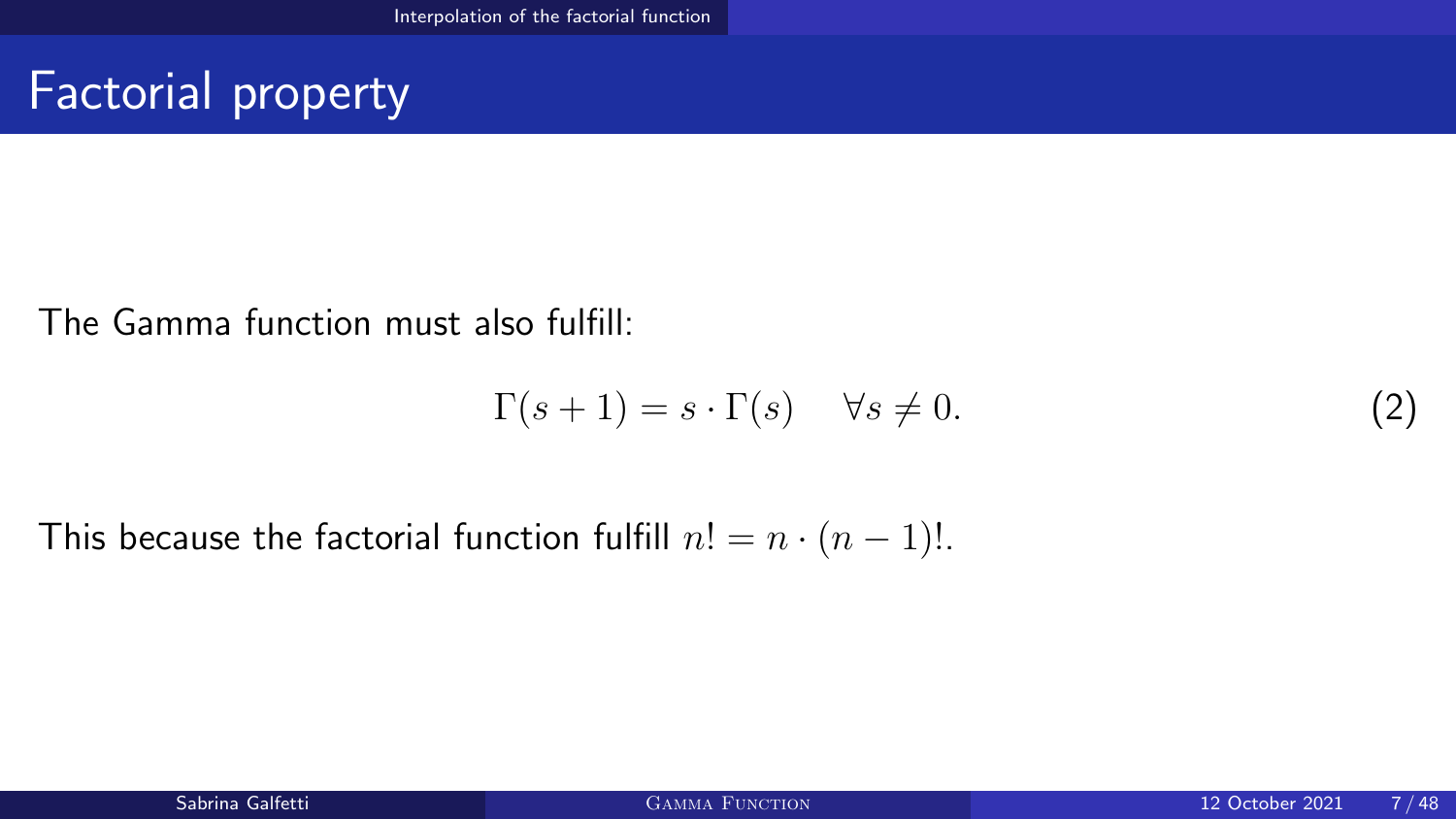# Factorial property

The Gamma function must also fulfill:

$$\Gamma(s+1) = s \cdot \Gamma(s) \quad \forall s \neq 0. \tag{2}$$

This because the factorial function fulfill $n! = n \cdot (n-1)!$.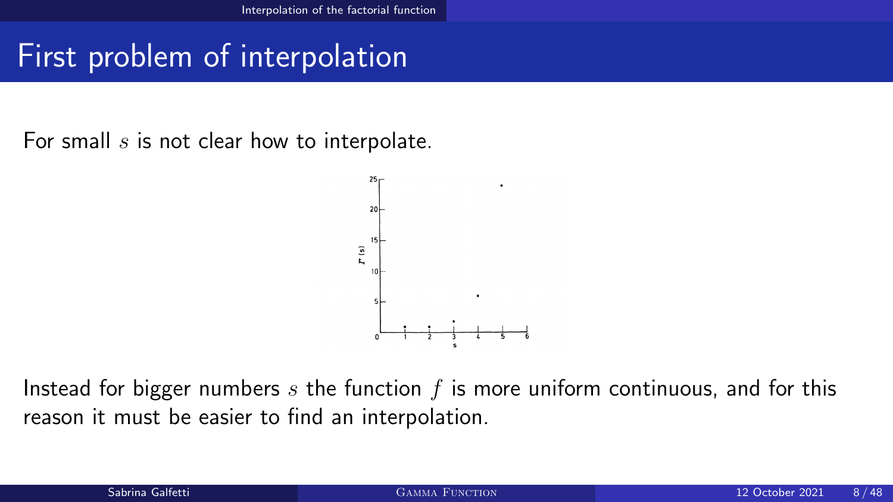# First problem of interpolation

For small $s$ is not clear how to interpolate.

Instead for bigger numbers $s$ the function $f$ is more uniform continuous, and for this reason it must be easier to find an interpolation.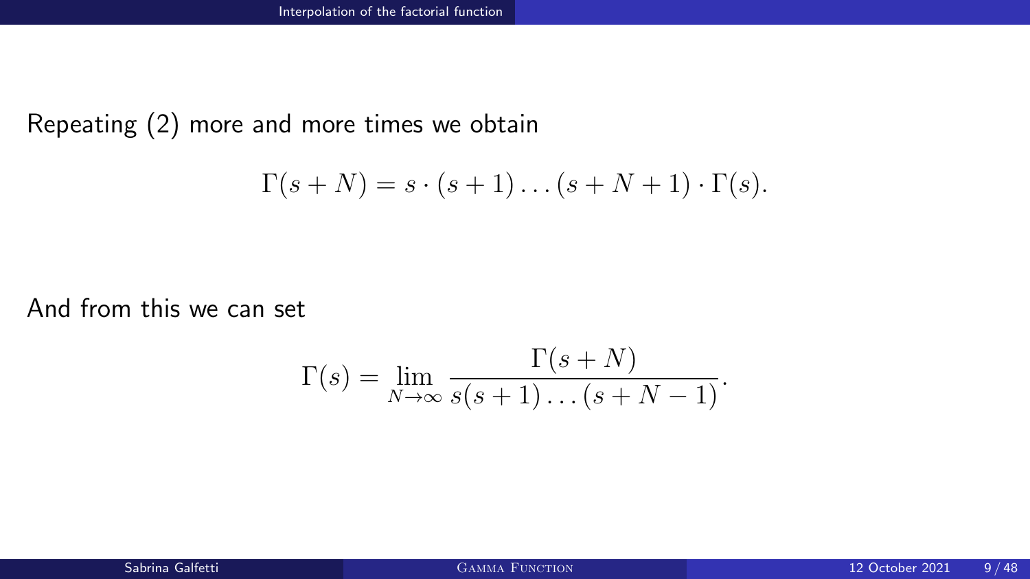Repeating (2) more and more times we obtain

$$\Gamma(s+N) = s \cdot (s+1) \ldots (s+N+1) \cdot \Gamma(s).$$

And from this we can set

$$\Gamma(s) = \lim_{N \to \infty} \frac{\Gamma(s+N)}{s(s+1)\ldots(s+N-1)}.$$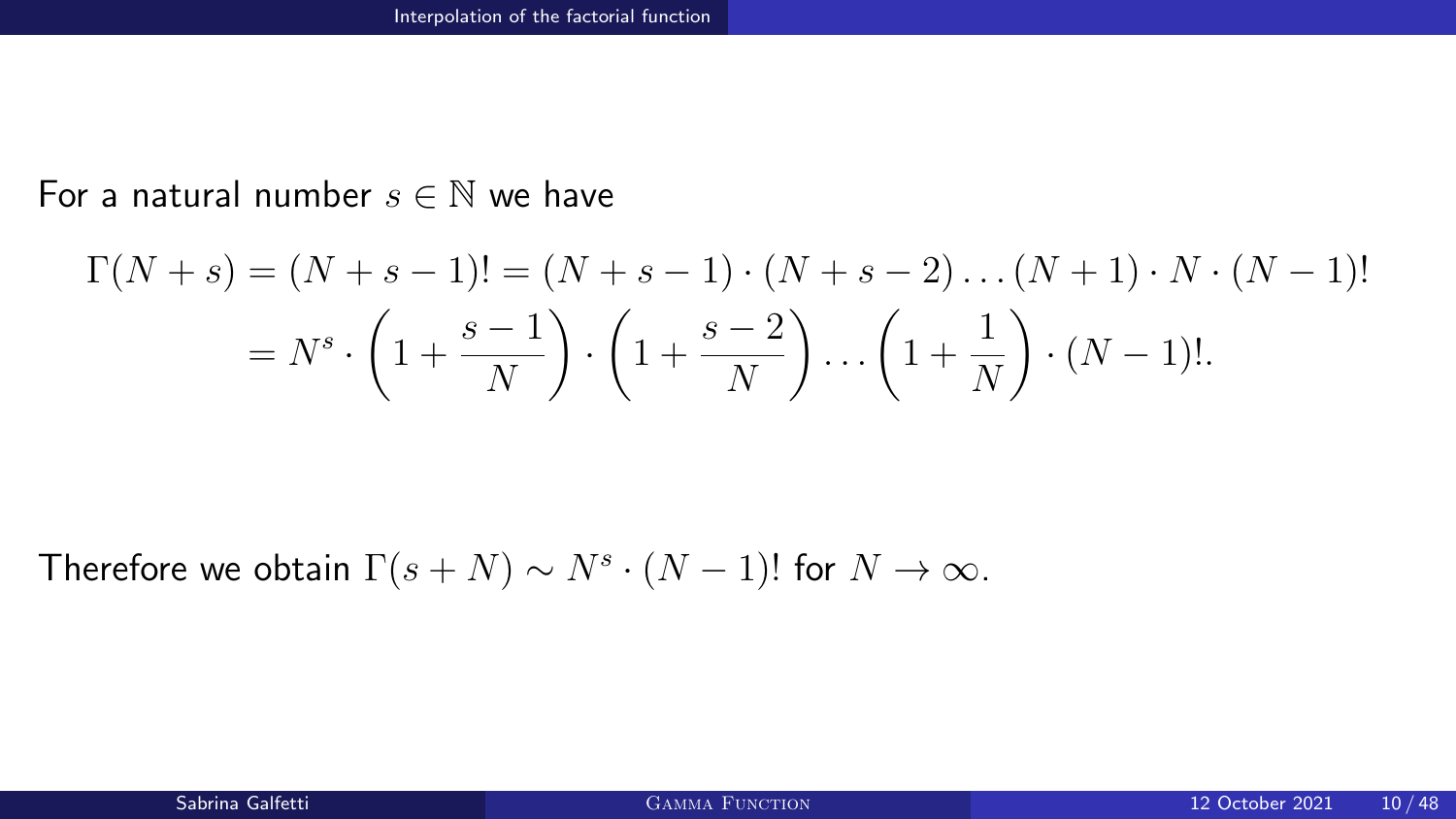For a natural number $s \in \mathbb{N}$ we have

$$
\begin{aligned}
\Gamma(N+s) &= (N+s-1)! = (N+s-1) \cdot (N+s-2) \ldots (N+1) \cdot N \cdot (N-1)! \\
&= N^s \cdot \left(1 + \frac{s-1}{N}\right) \cdot \left(1 + \frac{s-2}{N}\right) \ldots \left(1 + \frac{1}{N}\right) \cdot (N-1)!.
\end{aligned}
$$

Therefore we obtain $\Gamma(s+N) \sim N^s \cdot (N-1)!$ for $N \to \infty$.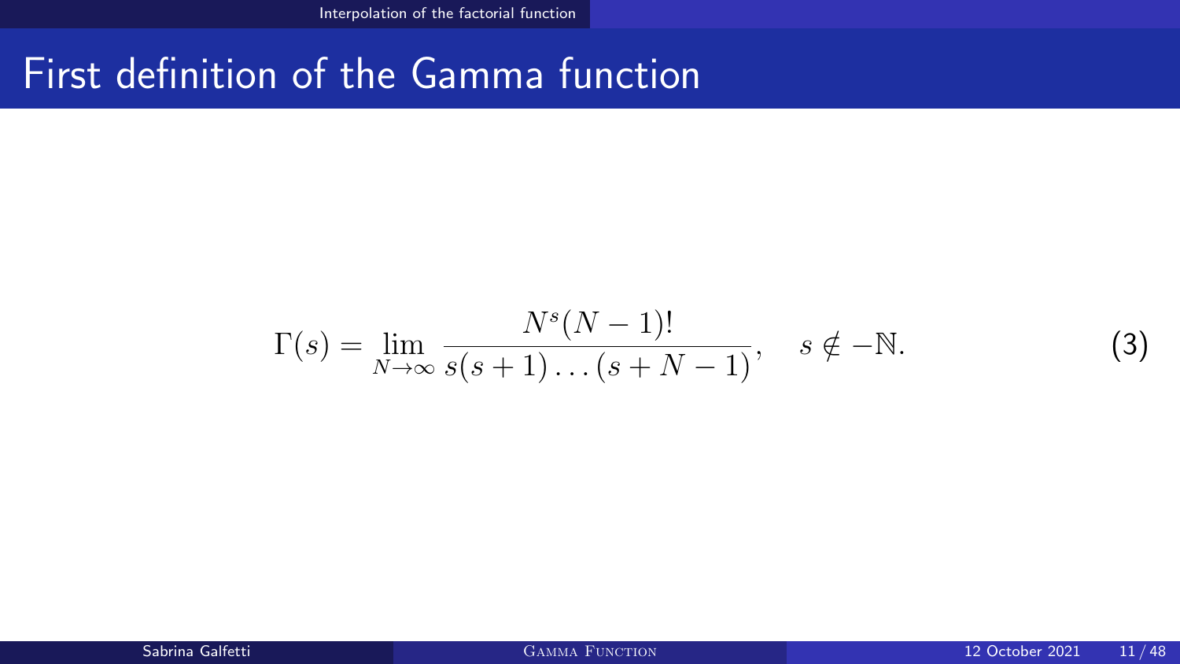# First definition of the Gamma function

$$\Gamma(s) = \lim_{N\to\infty} \frac{N^s(N-1)!}{s(s+1)\dots(s+N-1)}, \quad s \notin -\mathbb{N}. \tag{3}$$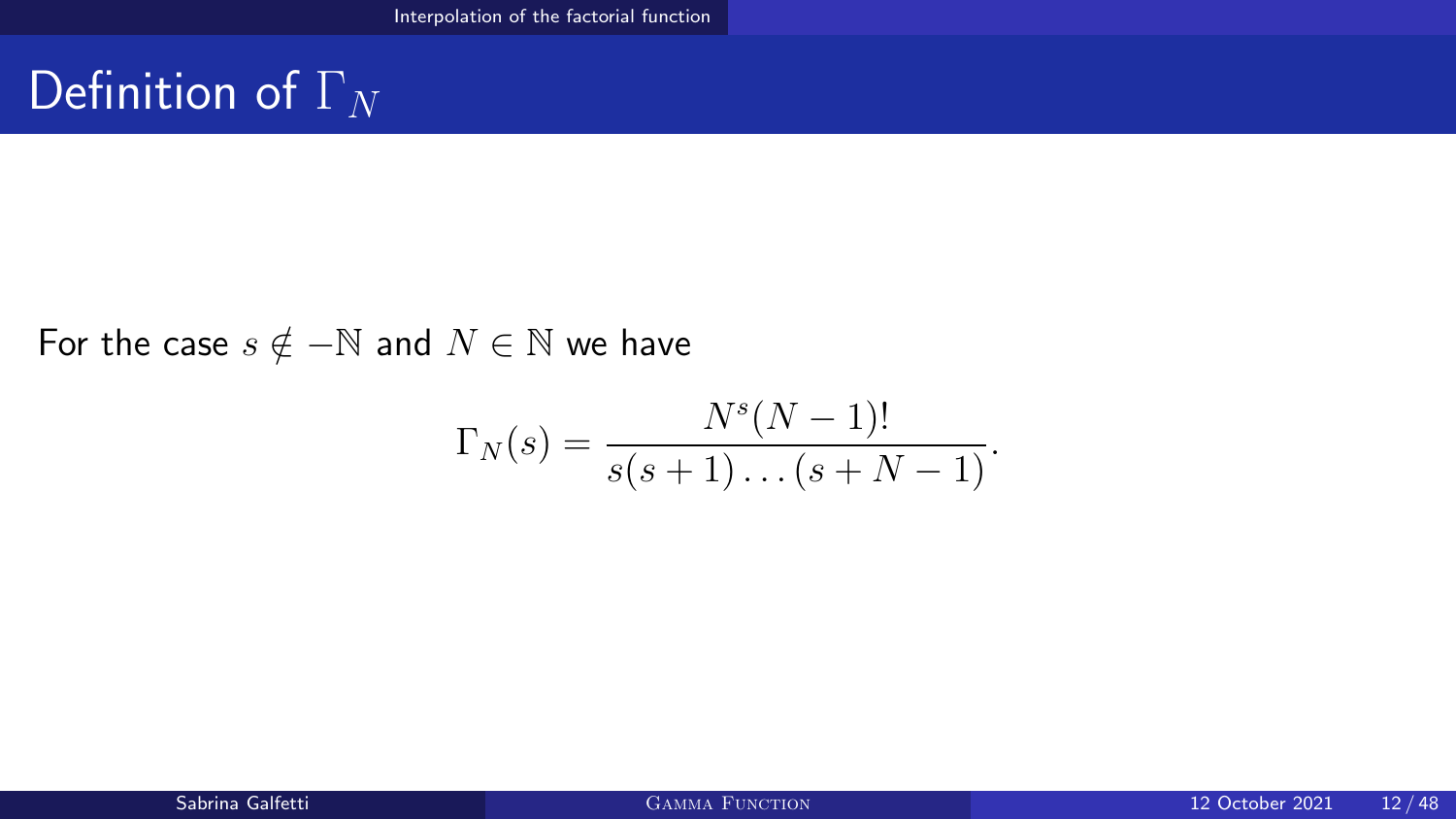# Definition of $\Gamma_N$

For the case $s \notin -\mathbb{N}$ and $N \in \mathbb{N}$ we have

$$\Gamma_N(s) = \frac{N^s (N-1)!}{s(s+1)\dots(s+N-1)}.$$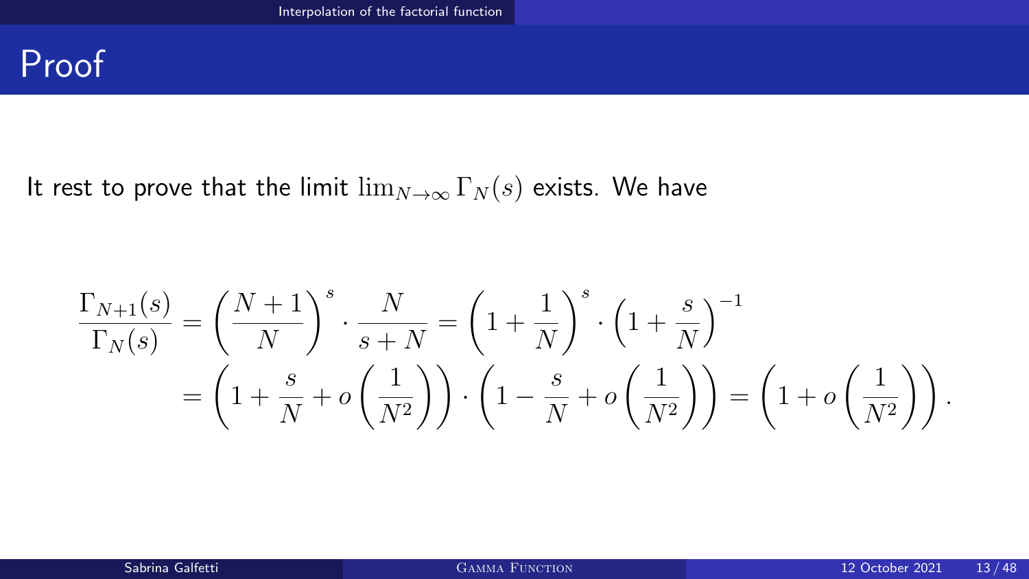# Proof

It rest to prove that the limit $\lim_{N\to\infty} \Gamma_N(s)$ exists. We have

$$
\begin{aligned}
\frac{\Gamma_{N+1}(s)}{\Gamma_N(s)} &= \left(\frac{N+1}{N}\right)^s \cdot \frac{N}{s+N} = \left(1+\frac{1}{N}\right)^s \cdot \left(1+\frac{s}{N}\right)^{-1} \\
&= \left(1+\frac{s}{N}+o\left(\frac{1}{N^2}\right)\right) \cdot \left(1-\frac{s}{N}+o\left(\frac{1}{N^2}\right)\right) = \left(1+o\left(\frac{1}{N^2}\right)\right).
\end{aligned}
$$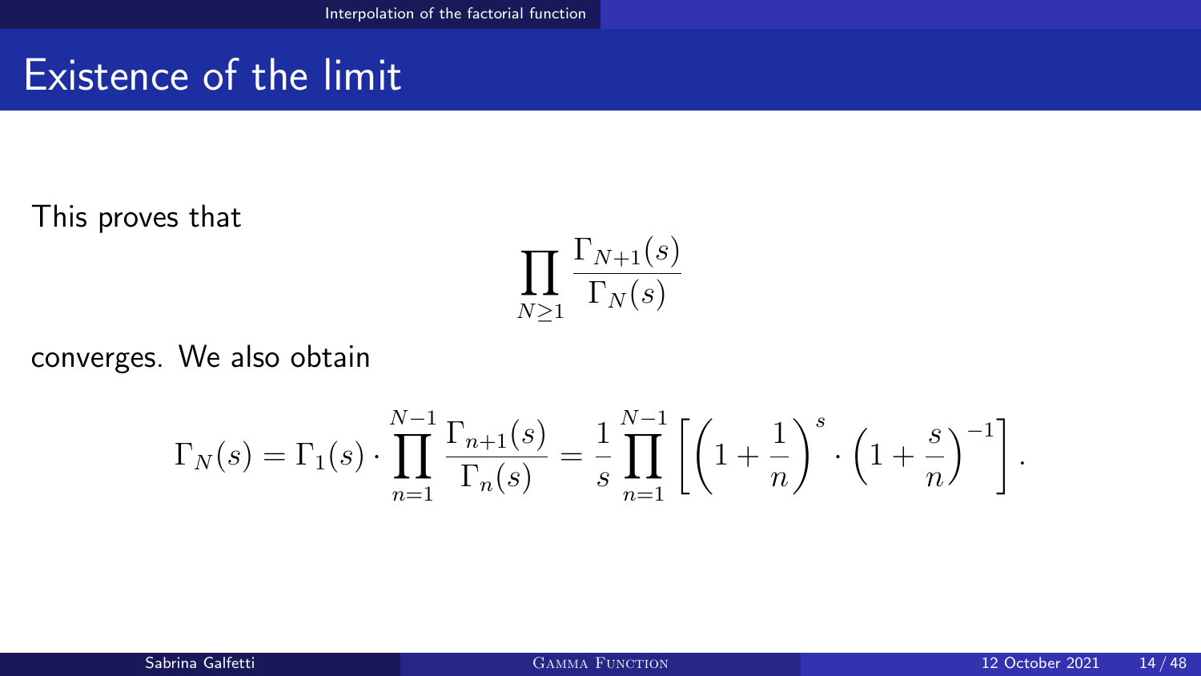# Existence of the limit

This proves that

$$\prod_{N \geq 1} \frac{\Gamma_{N+1}(s)}{\Gamma_N(s)}$$

converges. We also obtain

$$\Gamma_N(s) = \Gamma_1(s) \cdot \prod_{n=1}^{N-1} \frac{\Gamma_{n+1}(s)}{\Gamma_n(s)} = \frac{1}{s} \prod_{n=1}^{N-1} \left[ \left(1 + \frac{1}{n}\right)^s \cdot \left(1 + \frac{s}{n}\right)^{-1} \right].$$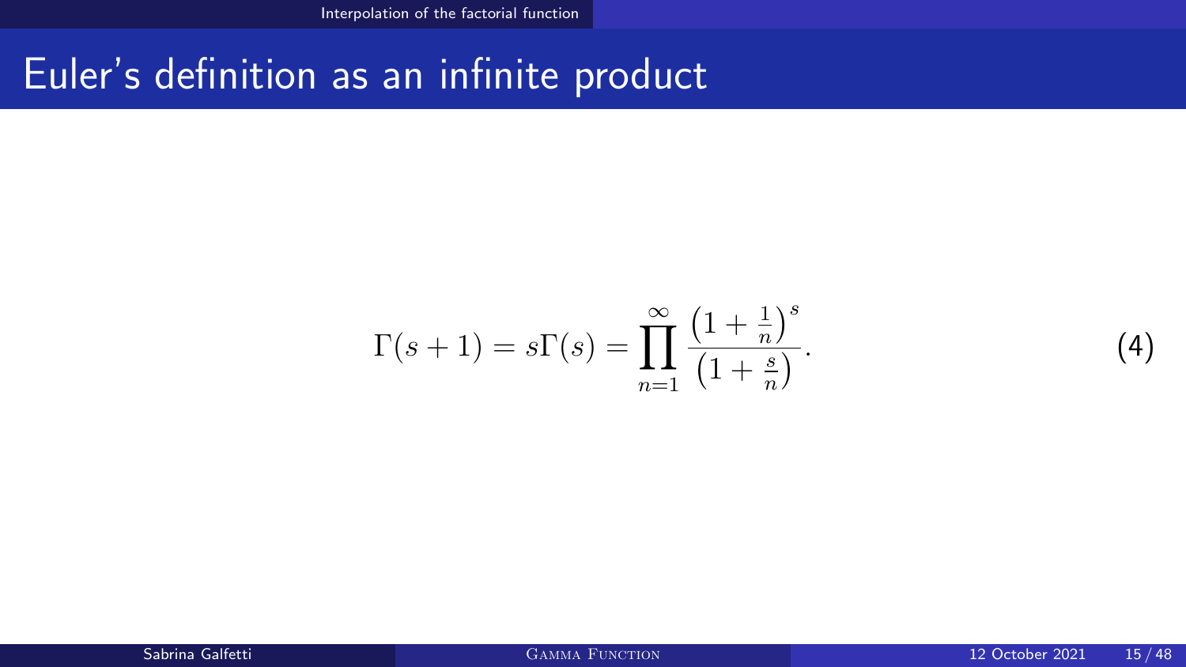# Euler's definition as an infinite product

$$\Gamma(s+1) = s\Gamma(s) = \prod_{n=1}^{\infty} \frac{\left(1+\frac{1}{n}\right)^s}{\left(1+\frac{s}{n}\right)}. \tag{4}$$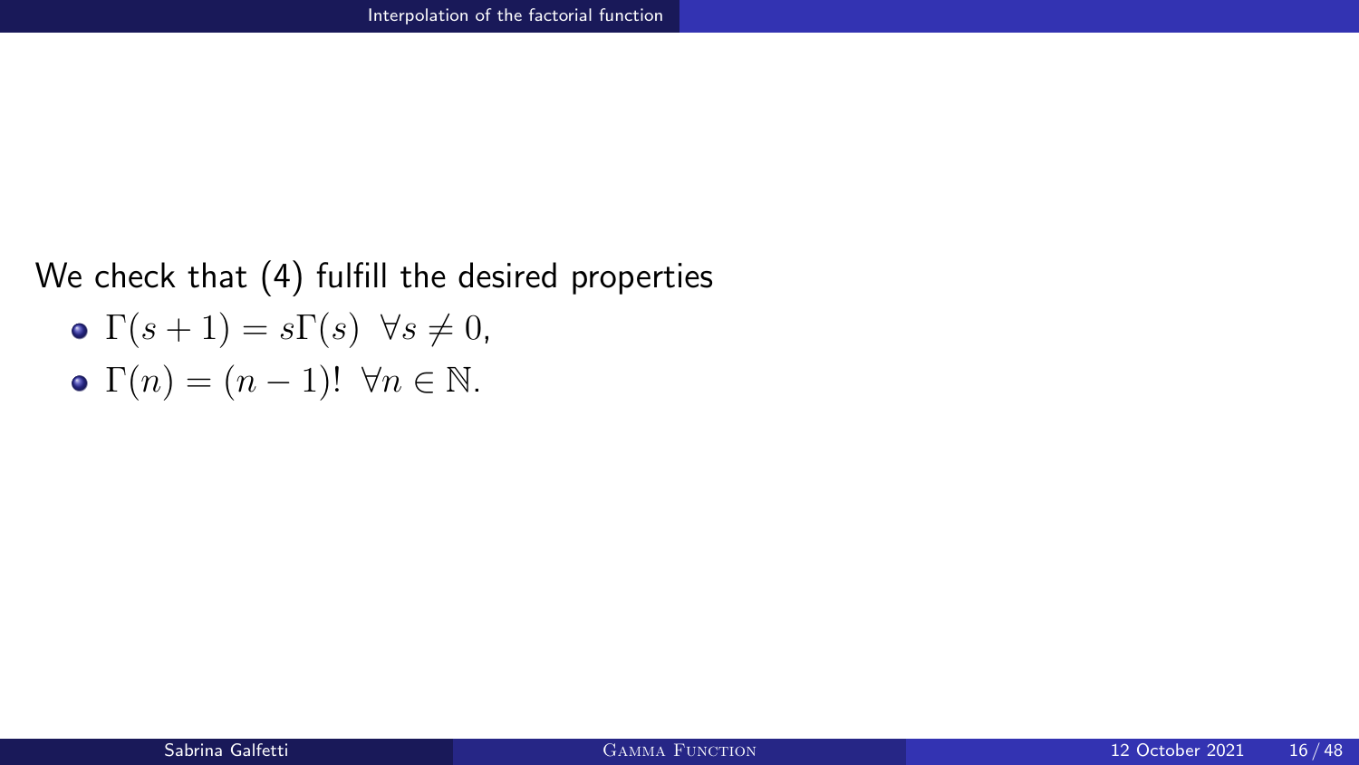We check that (4) fulfill the desired properties

- $\Gamma(s+1) = s\Gamma(s) \;\; \forall s \neq 0$,
- $\Gamma(n) = (n-1)! \;\; \forall n \in \mathbb{N}$.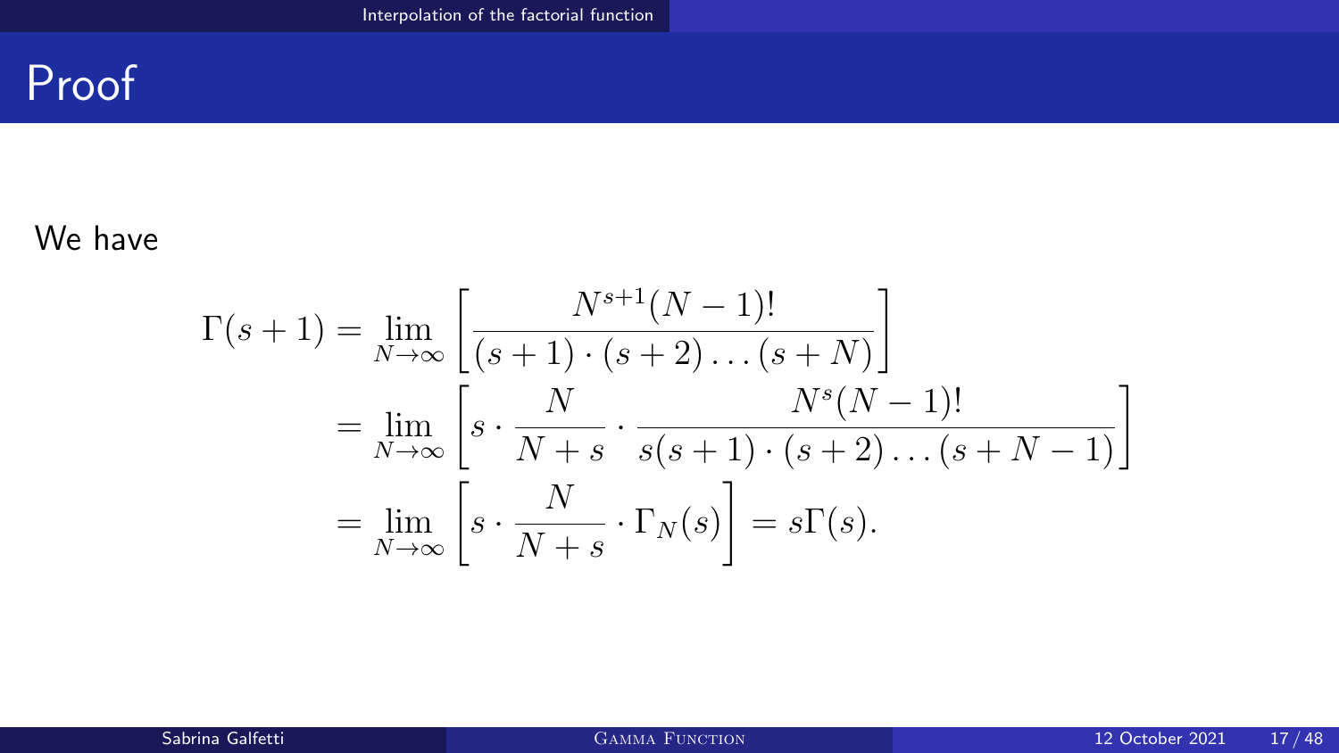# Proof

We have

$$
\begin{aligned}
\Gamma(s+1) &= \lim_{N\to\infty} \left[ \frac{N^{s+1}(N-1)!}{(s+1)\cdot(s+2)\ldots(s+N)} \right] \\
&= \lim_{N\to\infty} \left[ s \cdot \frac{N}{N+s} \cdot \frac{N^{s}(N-1)!}{s(s+1)\cdot(s+2)\ldots(s+N-1)} \right] \\
&= \lim_{N\to\infty} \left[ s \cdot \frac{N}{N+s} \cdot \Gamma_N(s) \right] = s\Gamma(s).
\end{aligned}
$$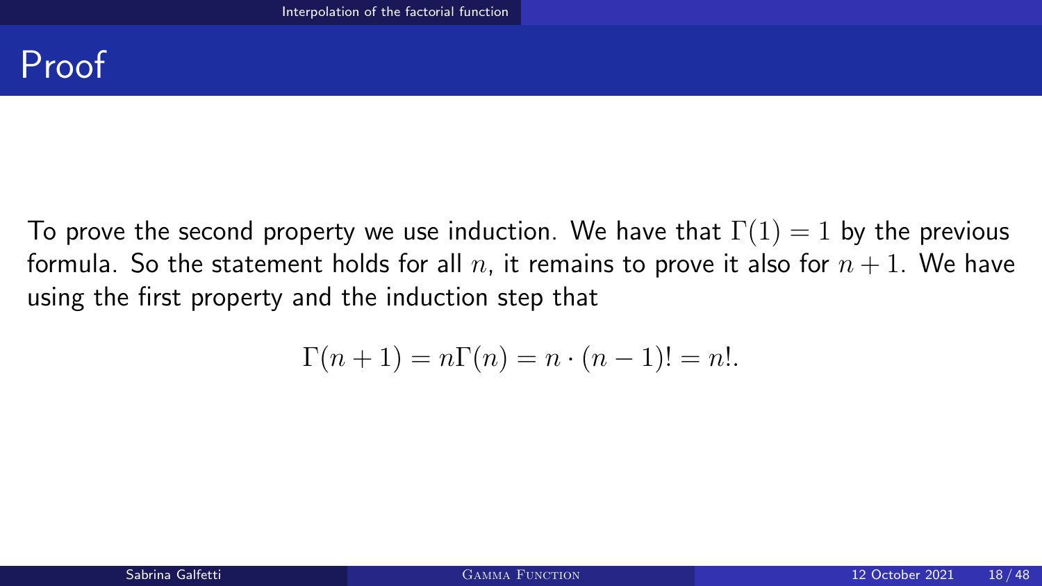# Proof

To prove the second property we use induction. We have that $\Gamma(1) = 1$ by the previous formula. So the statement holds for all $n$, it remains to prove it also for $n + 1$. We have using the first property and the induction step that

$$\Gamma(n+1) = n\Gamma(n) = n \cdot (n-1)! = n!.$$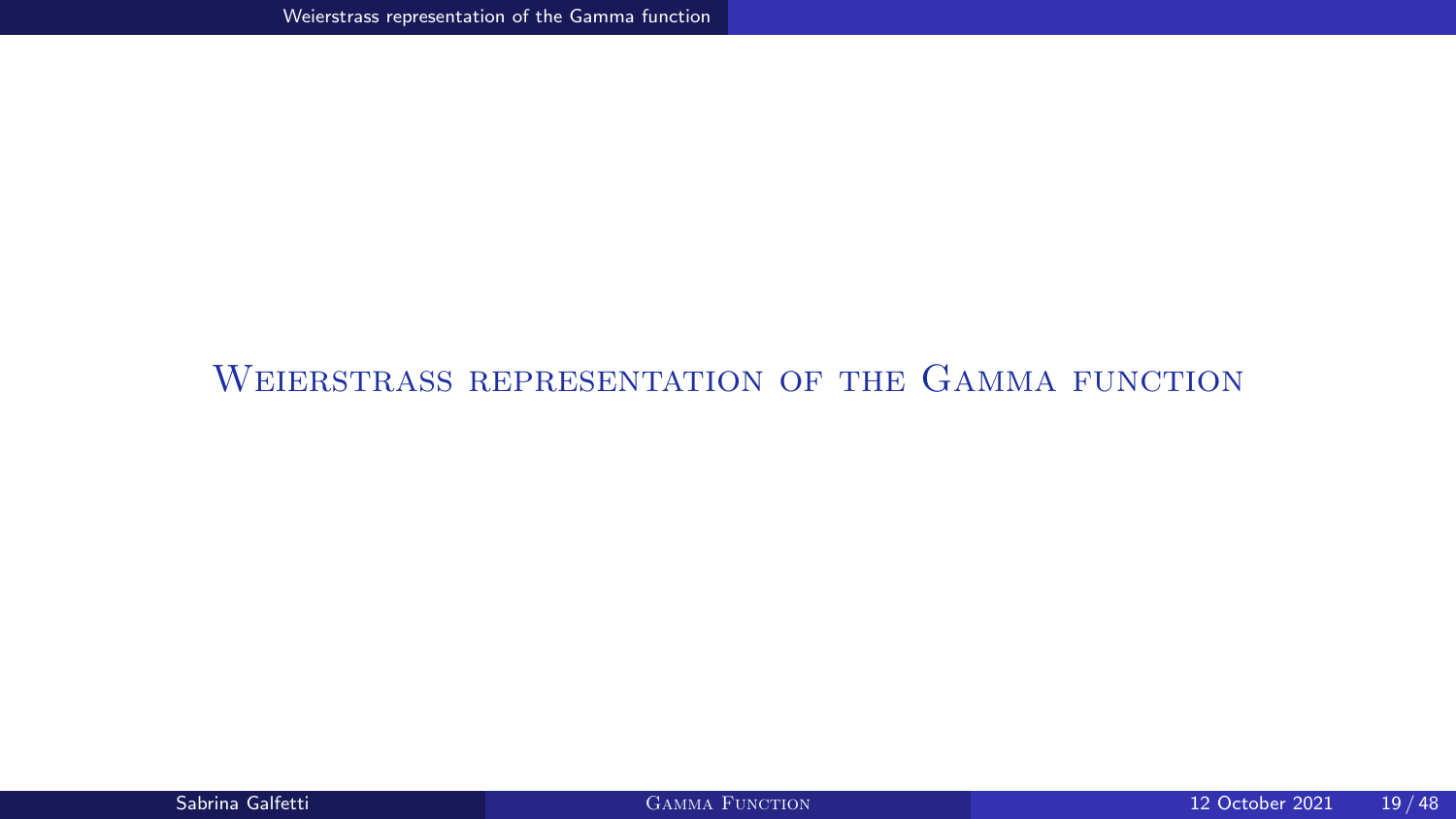# Weierstrass representation of the Gamma function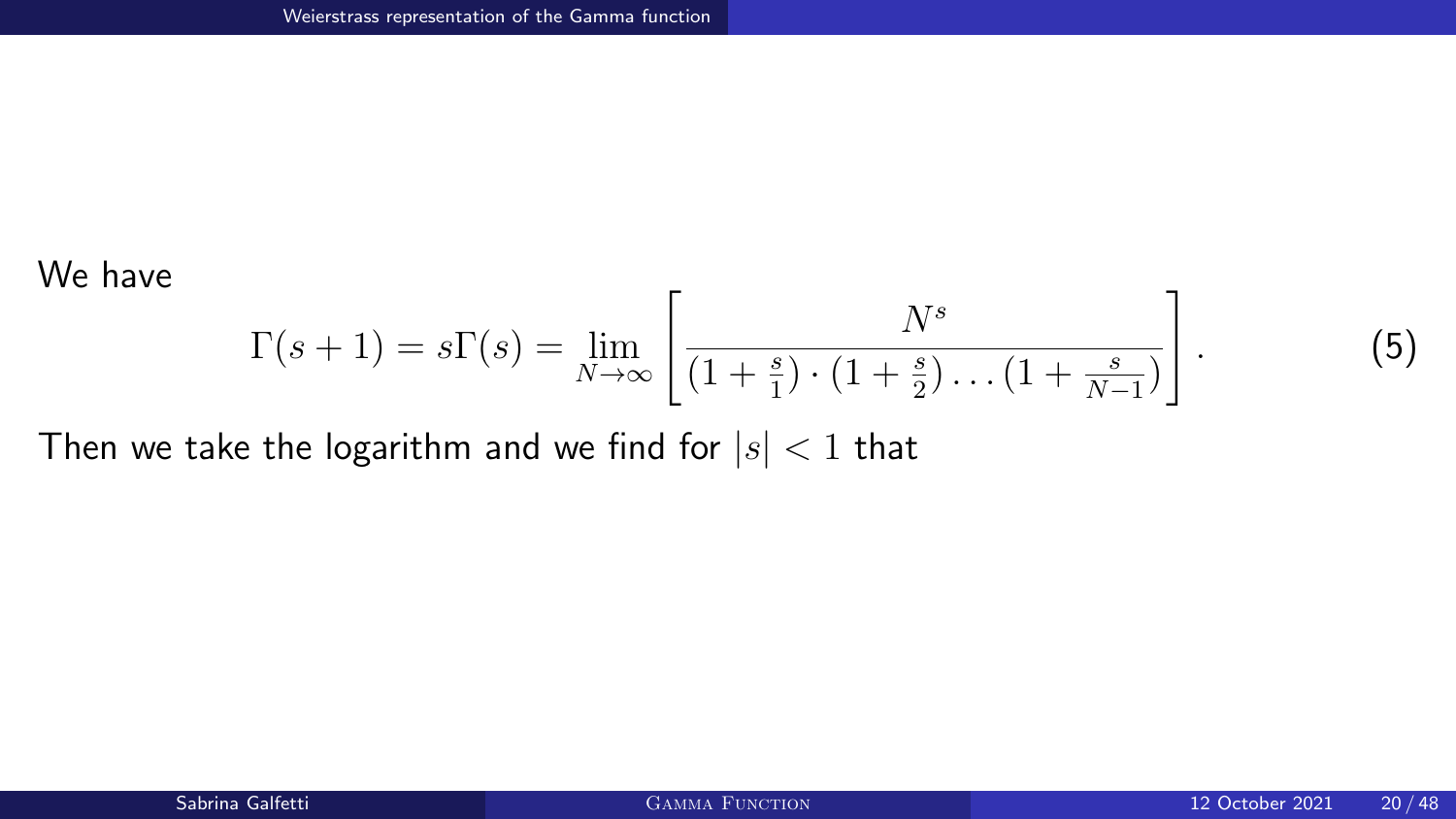We have

$$\Gamma(s+1) = s\Gamma(s) = \lim_{N\to\infty} \left[ \frac{N^s}{(1+\frac{s}{1})\cdot(1+\frac{s}{2})\dots(1+\frac{s}{N-1})} \right]. \tag{5}$$

Then we take the logarithm and we find for $|s| < 1$ that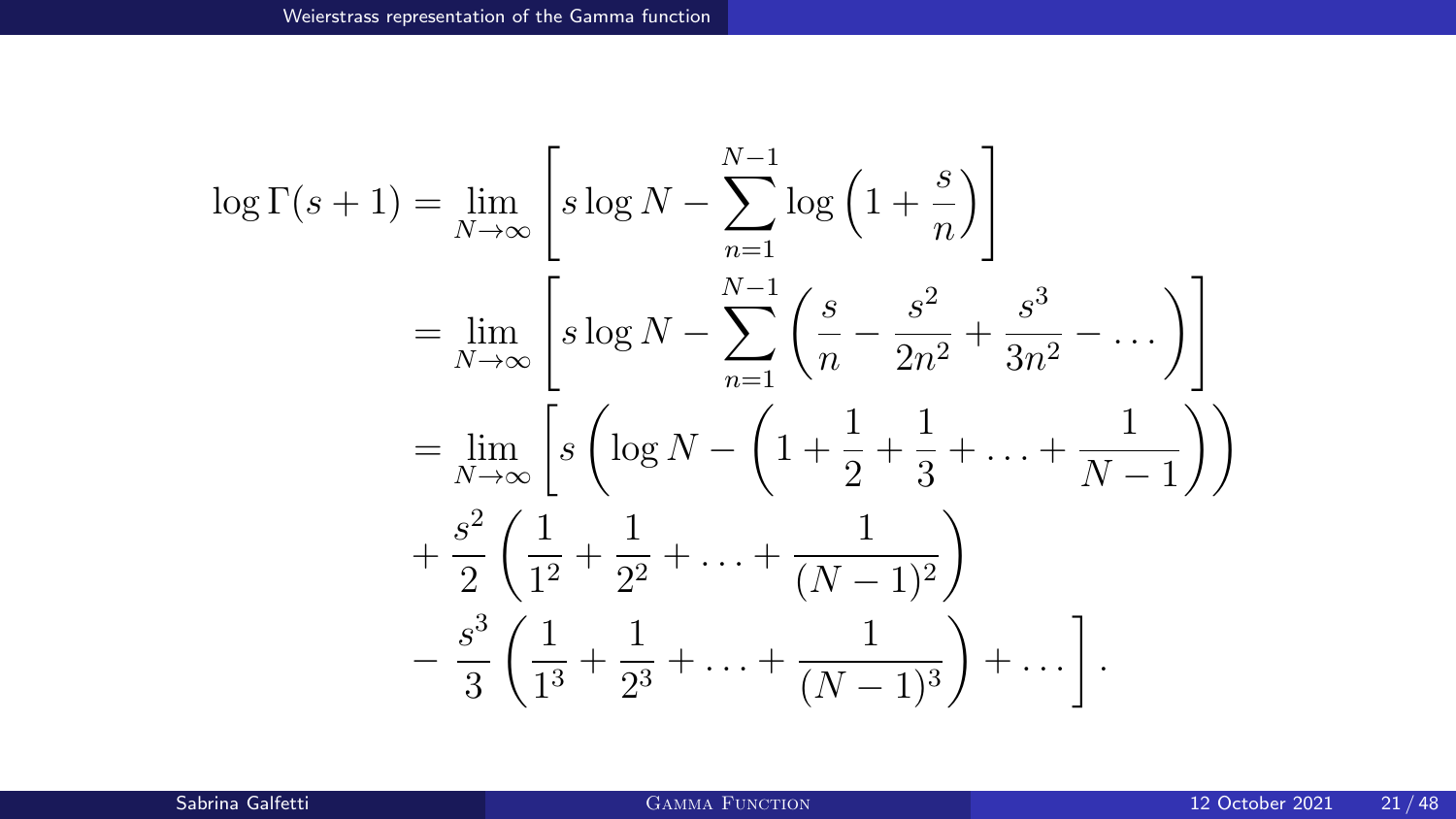$$
\begin{aligned}
\log \Gamma(s+1) &= \lim_{N\to\infty}\left[ s\log N - \sum_{n=1}^{N-1} \log\left(1+\frac{s}{n}\right)\right] \\
&= \lim_{N\to\infty}\left[ s\log N - \sum_{n=1}^{N-1} \left(\frac{s}{n} - \frac{s^2}{2n^2} + \frac{s^3}{3n^2} - \dots\right)\right] \\
&= \lim_{N\to\infty}\left[ s\left(\log N - \left(1 + \frac{1}{2} + \frac{1}{3} + \dots + \frac{1}{N-1}\right)\right)\right. \\
&\quad + \frac{s^2}{2}\left(\frac{1}{1^2} + \frac{1}{2^2} + \dots + \frac{1}{(N-1)^2}\right) \\
&\quad \left. - \frac{s^3}{3}\left(\frac{1}{1^3} + \frac{1}{2^3} + \dots + \frac{1}{(N-1)^3}\right) + \dots \right].
\end{aligned}
$$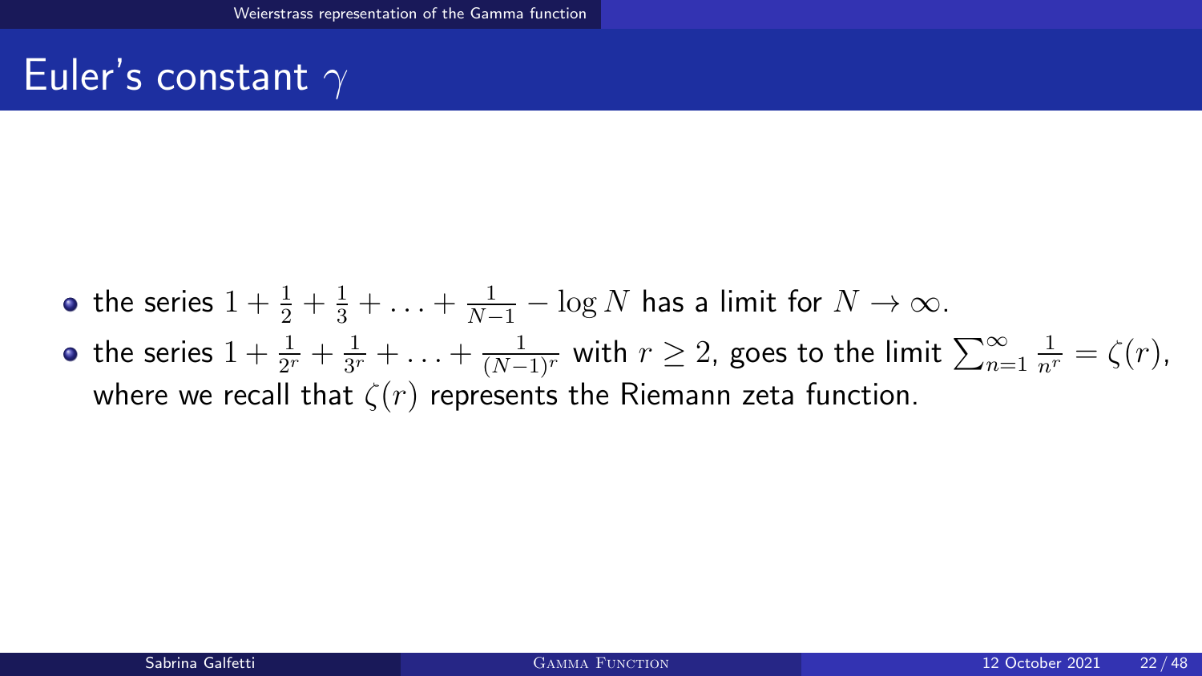# Euler's constant $\gamma$

- the series $1 + \frac{1}{2} + \frac{1}{3} + \ldots + \frac{1}{N-1} - \log N$ has a limit for $N \to \infty$.
- the series $1 + \frac{1}{2^r} + \frac{1}{3^r} + \ldots + \frac{1}{(N-1)^r}$ with $r \geq 2$, goes to the limit $\sum_{n=1}^{\infty} \frac{1}{n^r} = \zeta(r)$, where we recall that $\zeta(r)$ represents the Riemann zeta function.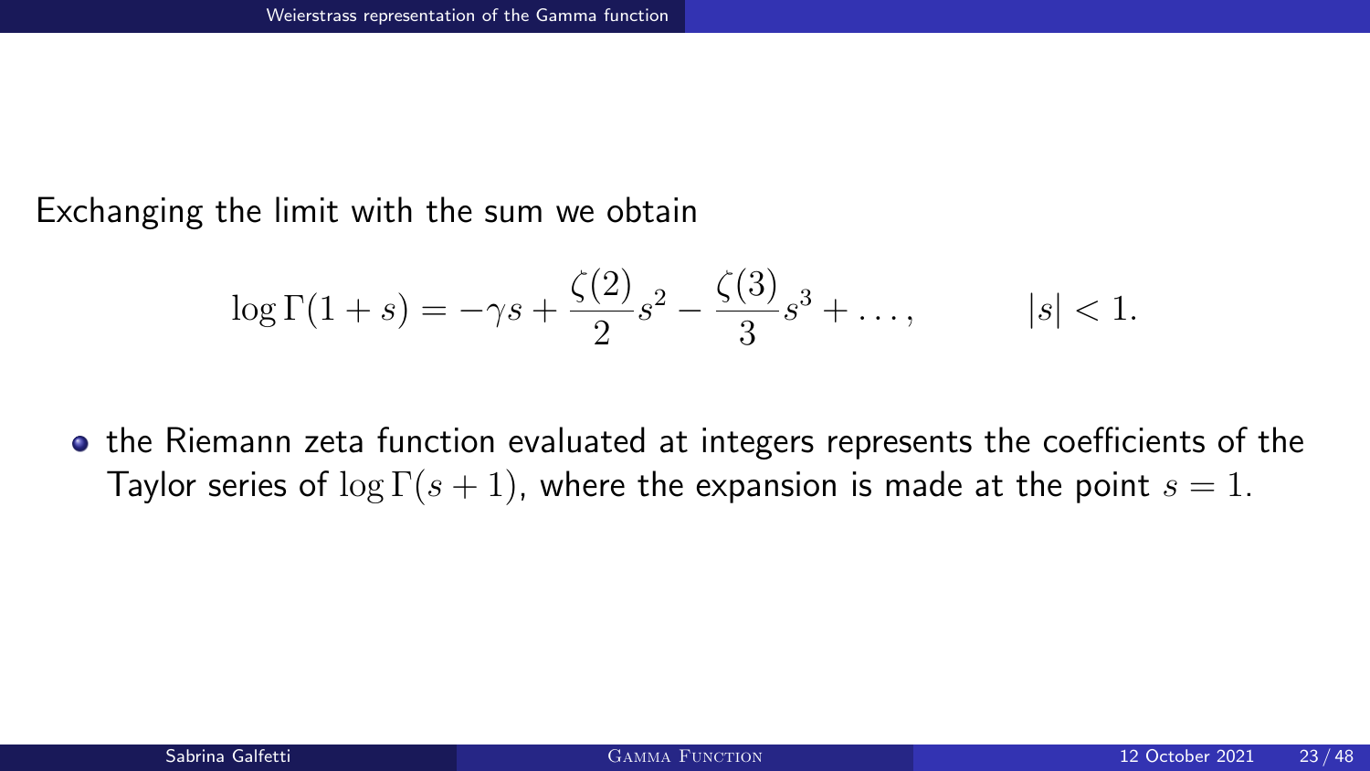Exchanging the limit with the sum we obtain

$$\log \Gamma(1+s) = -\gamma s + \frac{\zeta(2)}{2}s^2 - \frac{\zeta(3)}{3}s^3 + \ldots, \qquad |s| < 1.$$

- the Riemann zeta function evaluated at integers represents the coefficients of the Taylor series of $\log \Gamma(s+1)$, where the expansion is made at the point $s = 1$.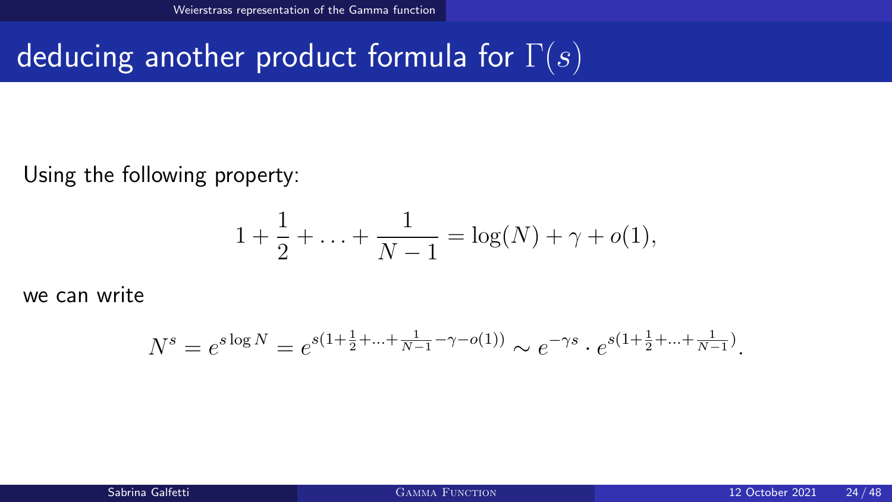# deducing another product formula for $\Gamma(s)$

Using the following property:

$$1 + \frac{1}{2} + \ldots + \frac{1}{N-1} = \log(N) + \gamma + o(1),$$

we can write

$$N^s = e^{s \log N} = e^{s(1+\frac{1}{2}+\ldots+\frac{1}{N-1}-\gamma-o(1))} \sim e^{-\gamma s} \cdot e^{s(1+\frac{1}{2}+\ldots+\frac{1}{N-1})}.$$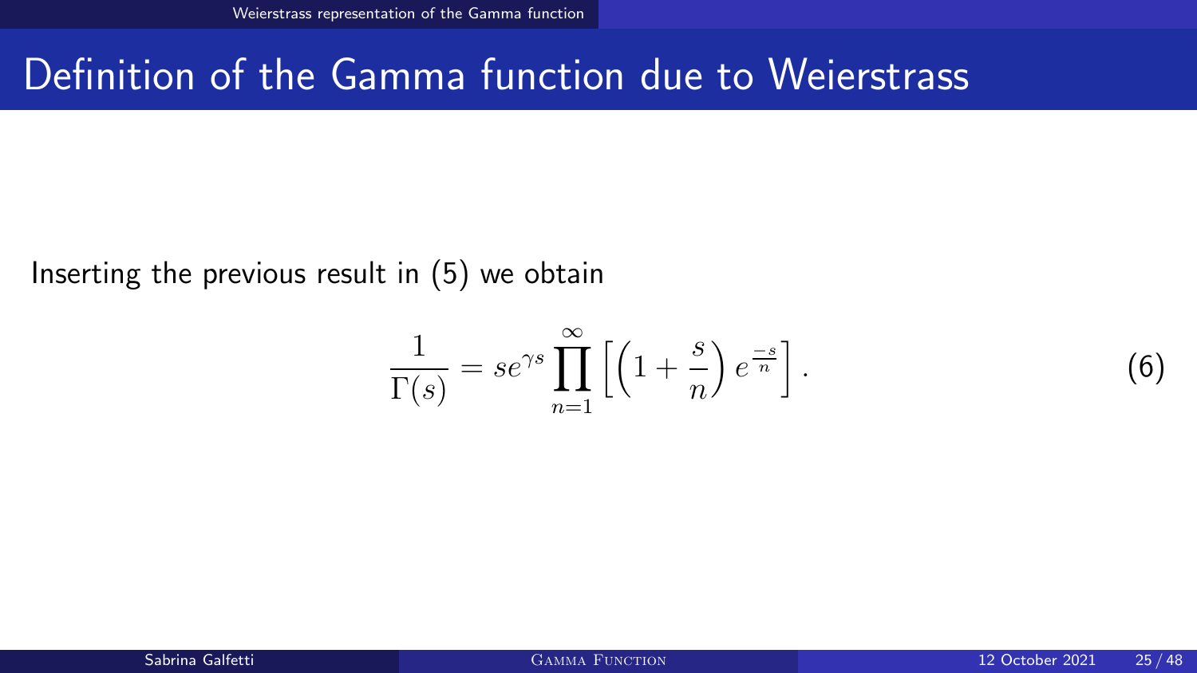# Definition of the Gamma function due to Weierstrass

Inserting the previous result in (5) we obtain

$$\frac{1}{\Gamma(s)} = se^{\gamma s} \prod_{n=1}^{\infty} \left[ \left(1 + \frac{s}{n}\right) e^{\frac{-s}{n}} \right]. \tag{6}$$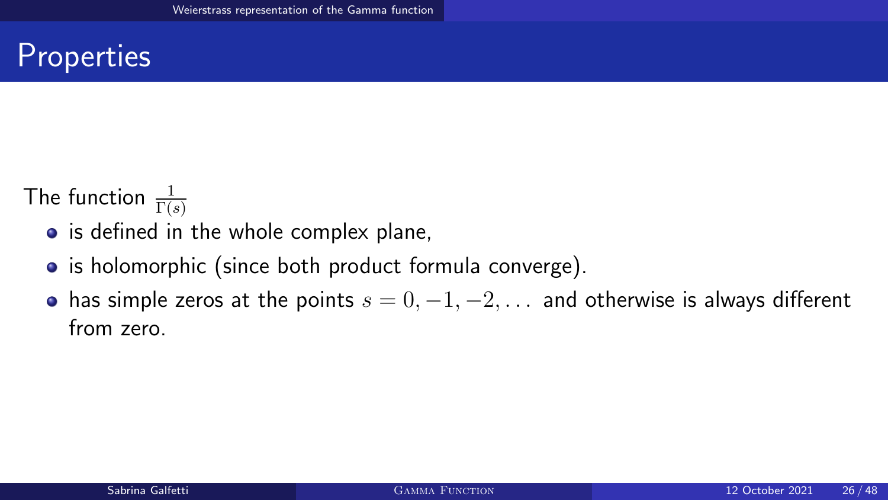# Properties

The function $\frac{1}{\Gamma(s)}$

- is defined in the whole complex plane,
- is holomorphic (since both product formula converge).
- has simple zeros at the points $s = 0, -1, -2, \dots$ and otherwise is always different from zero.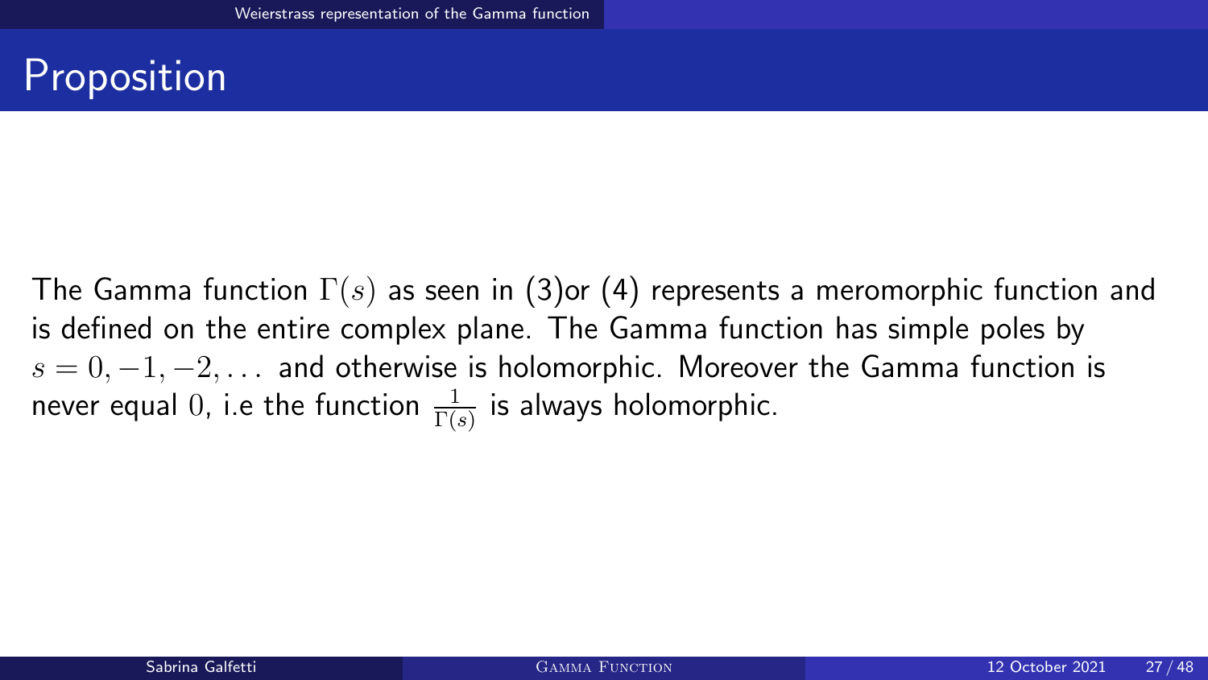# Proposition

The Gamma function $\Gamma(s)$ as seen in (3)or (4) represents a meromorphic function and is defined on the entire complex plane. The Gamma function has simple poles by $s = 0, -1, -2, \ldots$ and otherwise is holomorphic. Moreover the Gamma function is never equal $0$, i.e the function $\frac{1}{\Gamma(s)}$ is always holomorphic.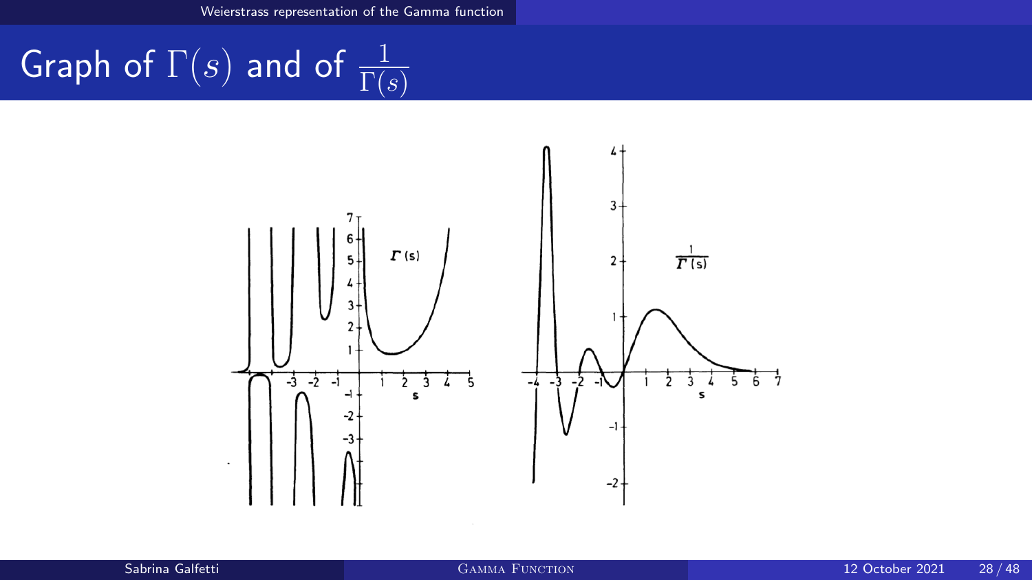# Graph of $\Gamma(s)$ and of $\frac{1}{\Gamma(s)}$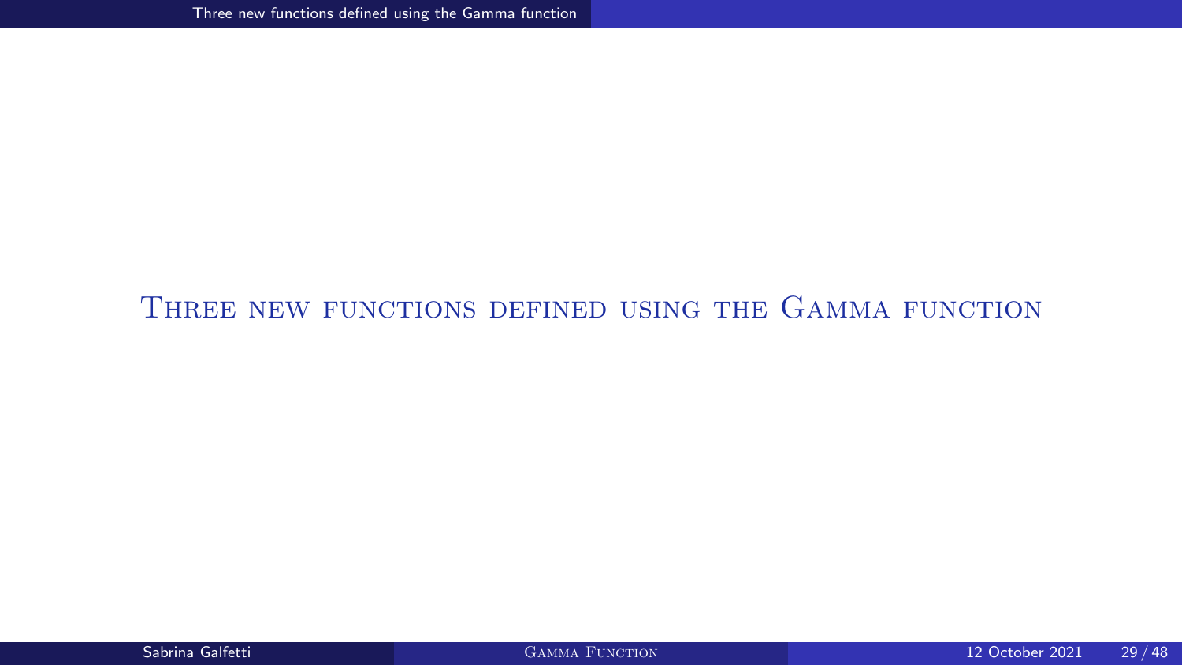# Three new functions defined using the Gamma function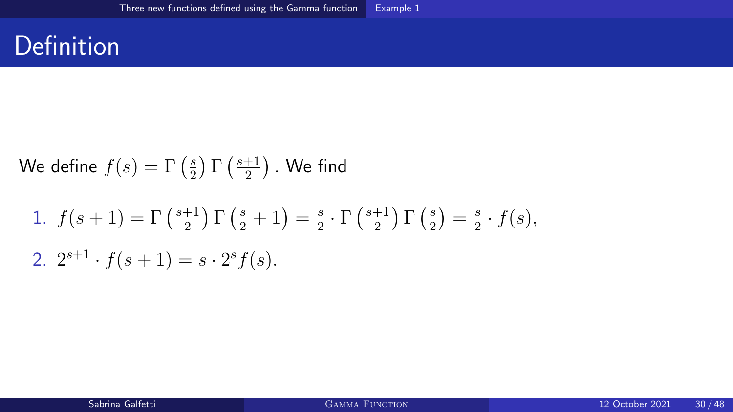# Definition

We define $f(s) = \Gamma\left(\frac{s}{2}\right)\Gamma\left(\frac{s+1}{2}\right)$. We find

1. $f(s+1) = \Gamma\left(\frac{s+1}{2}\right)\Gamma\left(\frac{s}{2}+1\right) = \frac{s}{2} \cdot \Gamma\left(\frac{s+1}{2}\right)\Gamma\left(\frac{s}{2}\right) = \frac{s}{2} \cdot f(s)$,
2. $2^{s+1} \cdot f(s+1) = s \cdot 2^s f(s)$.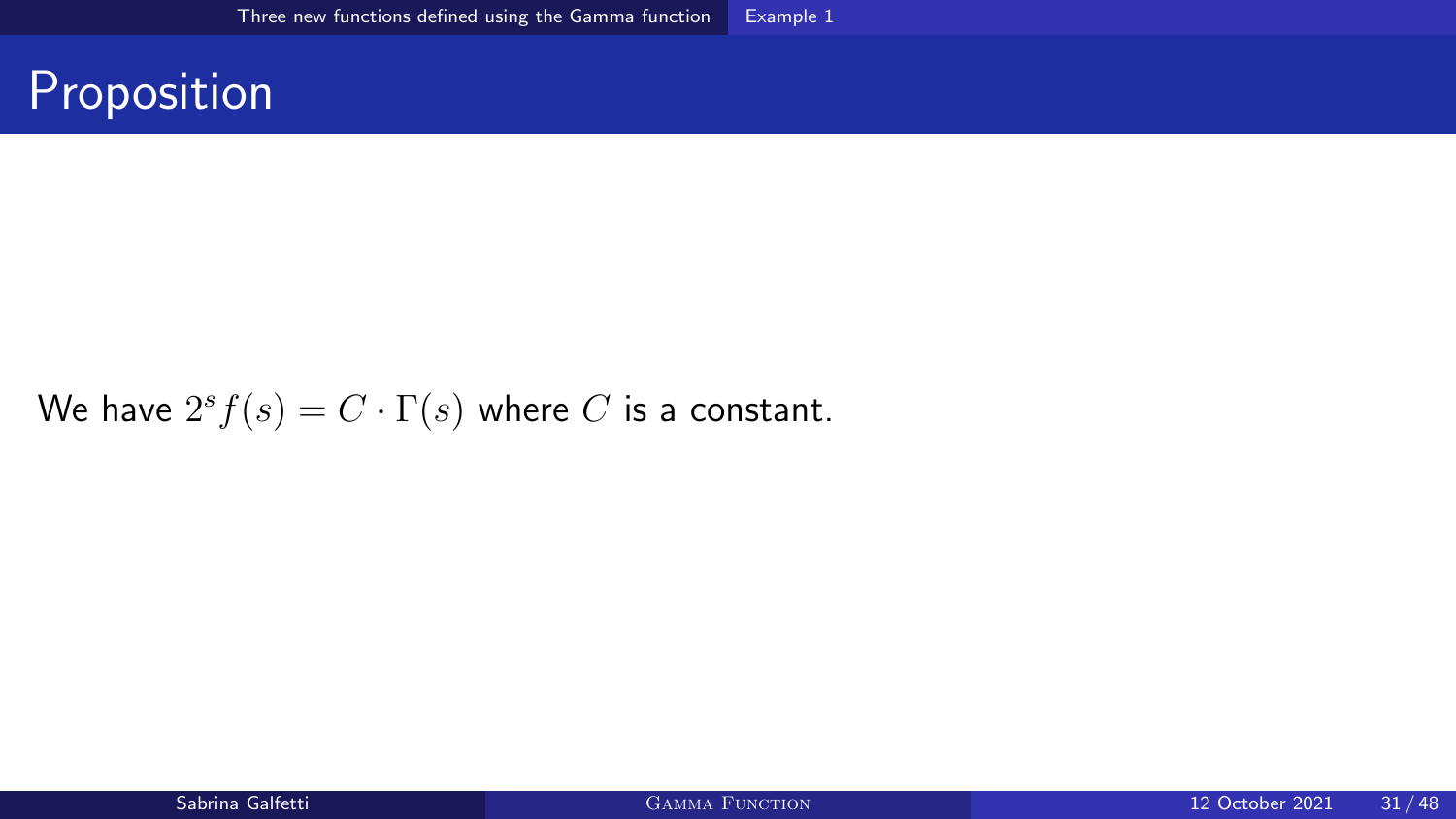# Proposition

We have $2^s f(s) = C \cdot \Gamma(s)$ where $C$ is a constant.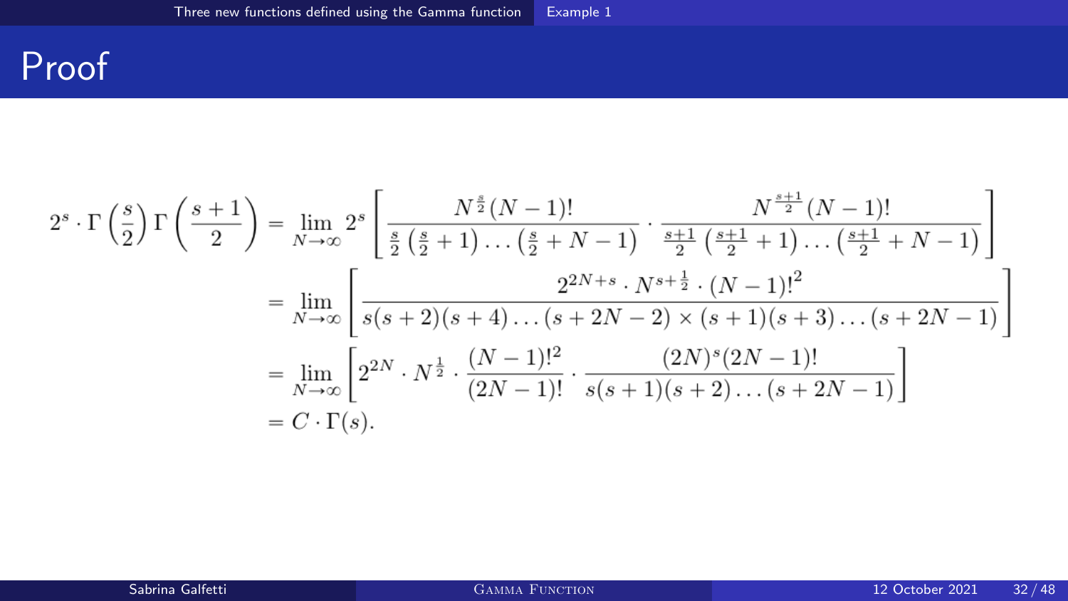# Proof

$$
\begin{aligned}
2^s \cdot \Gamma\left(\frac{s}{2}\right)\Gamma\left(\frac{s+1}{2}\right) &= \lim_{N\to\infty} 2^s \left[ \frac{N^{\frac{s}{2}}(N-1)!}{\frac{s}{2}\left(\frac{s}{2}+1\right)\dots\left(\frac{s}{2}+N-1\right)} \cdot \frac{N^{\frac{s+1}{2}}(N-1)!}{\frac{s+1}{2}\left(\frac{s+1}{2}+1\right)\dots\left(\frac{s+1}{2}+N-1\right)} \right] \\
&= \lim_{N\to\infty} \left[ \frac{2^{2N+s} \cdot N^{s+\frac{1}{2}} \cdot (N-1)!^2}{s(s+2)(s+4)\dots(s+2N-2) \times (s+1)(s+3)\dots(s+2N-1)} \right] \\
&= \lim_{N\to\infty} \left[ 2^{2N} \cdot N^{\frac{1}{2}} \cdot \frac{(N-1)!^2}{(2N-1)!} \cdot \frac{(2N)^s (2N-1)!}{s(s+1)(s+2)\dots(s+2N-1)} \right] \\
&= C \cdot \Gamma(s).
\end{aligned}
$$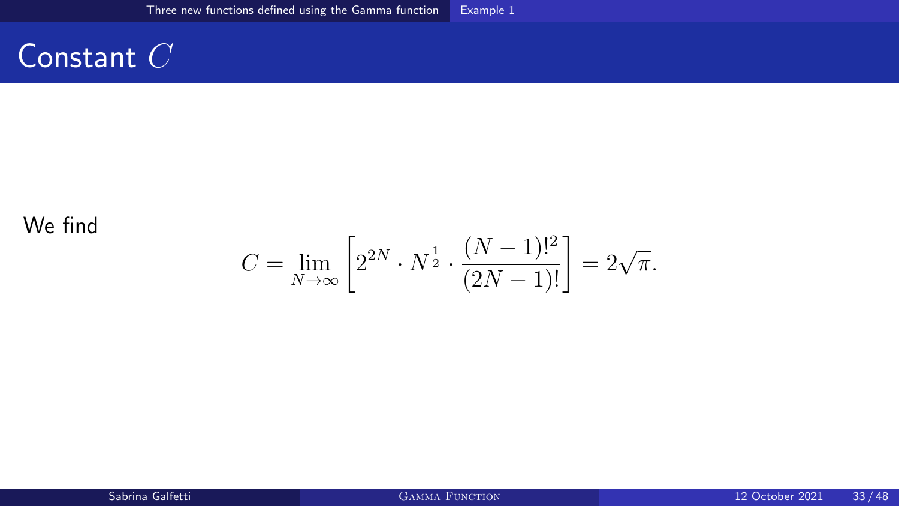# Constant $C$

We find

$$C = \lim_{N \to \infty} \left[ 2^{2N} \cdot N^{\frac{1}{2}} \cdot \frac{(N-1)!^2}{(2N-1)!} \right] = 2\sqrt{\pi}.$$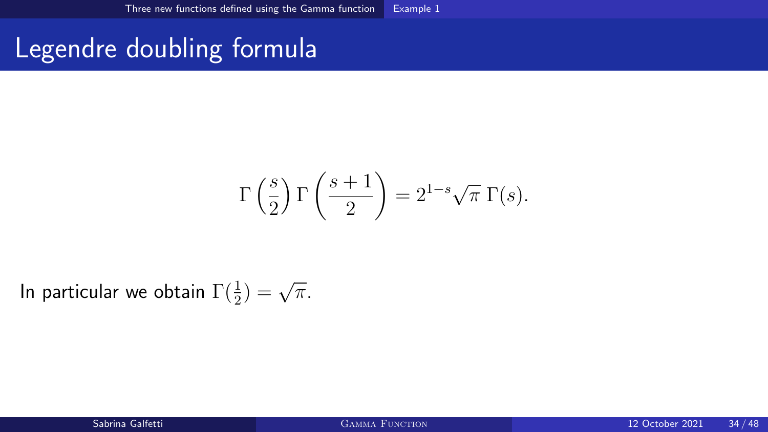# Legendre doubling formula

$$\Gamma\left(\frac{s}{2}\right)\Gamma\left(\frac{s+1}{2}\right) = 2^{1-s}\sqrt{\pi}\,\Gamma(s).$$

In particular we obtain $\Gamma(\frac{1}{2}) = \sqrt{\pi}$.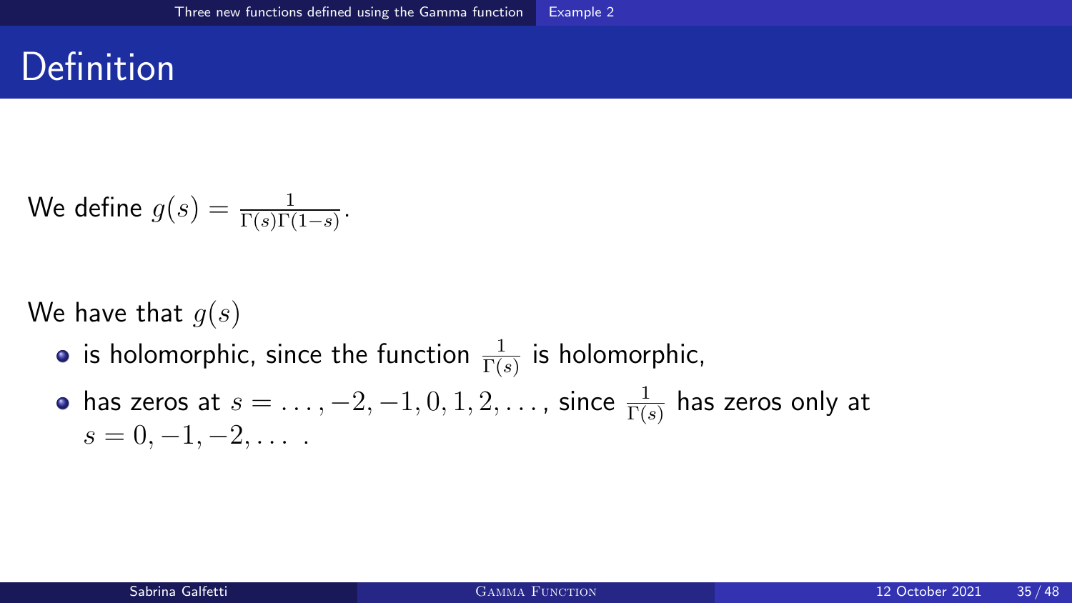# Definition

We define $g(s) = \frac{1}{\Gamma(s)\Gamma(1-s)}$.

We have that $g(s)$

- is holomorphic, since the function $\frac{1}{\Gamma(s)}$ is holomorphic,
- has zeros at $s = \ldots, -2, -1, 0, 1, 2, \ldots$, since $\frac{1}{\Gamma(s)}$ has zeros only at $s = 0, -1, -2, \ldots$ .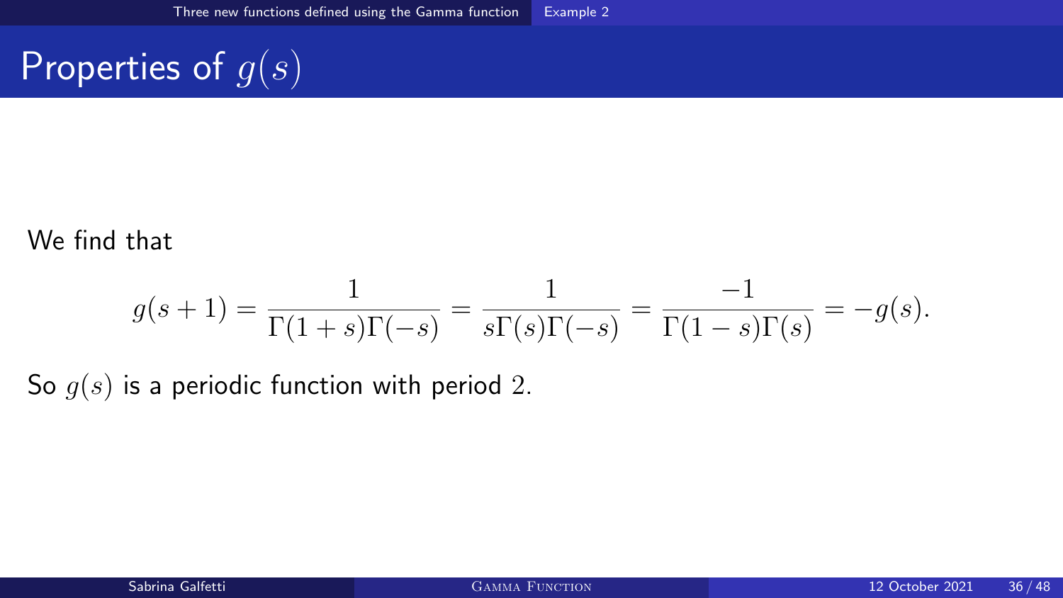# Properties of $g(s)$

We find that

$$g(s+1) = \frac{1}{\Gamma(1+s)\Gamma(-s)} = \frac{1}{s\Gamma(s)\Gamma(-s)} = \frac{-1}{\Gamma(1-s)\Gamma(s)} = -g(s).$$

So $g(s)$ is a periodic function with period $2$.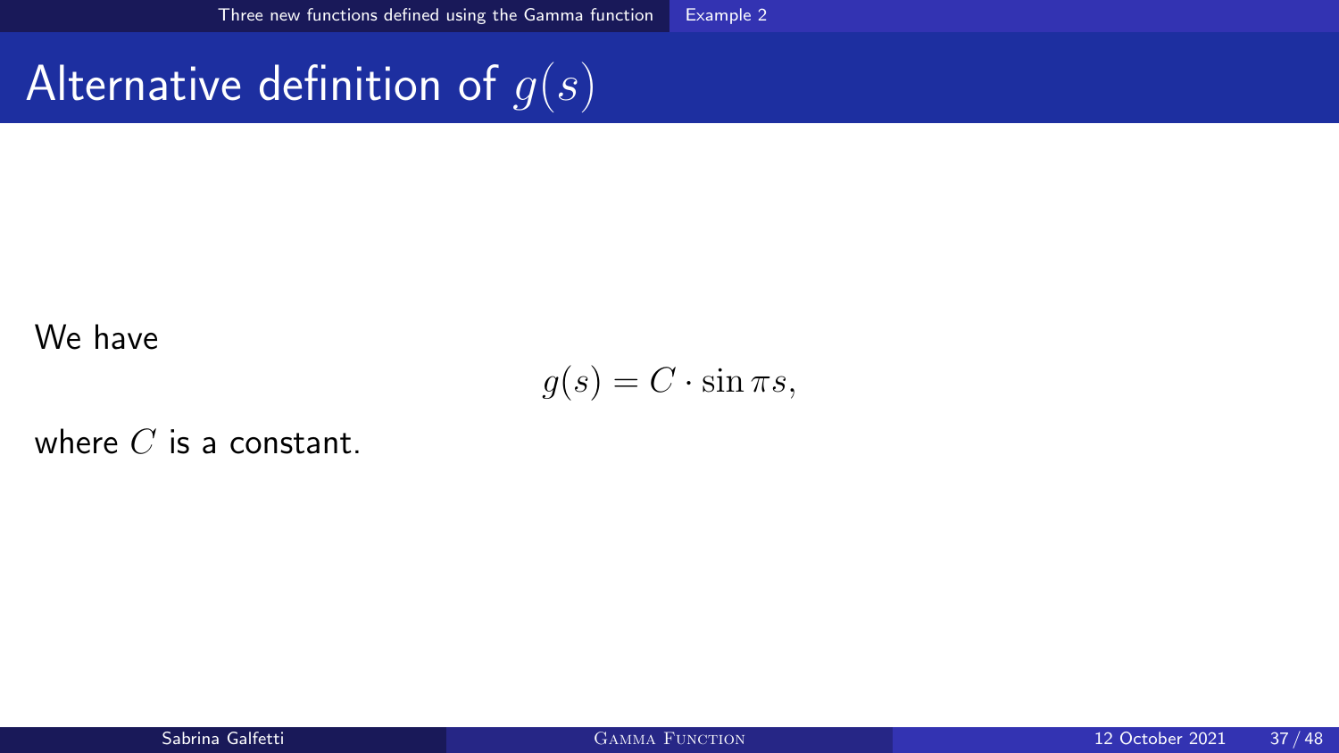# Alternative definition of $g(s)$

We have

$$g(s) = C \cdot \sin \pi s,$$

where $C$ is a constant.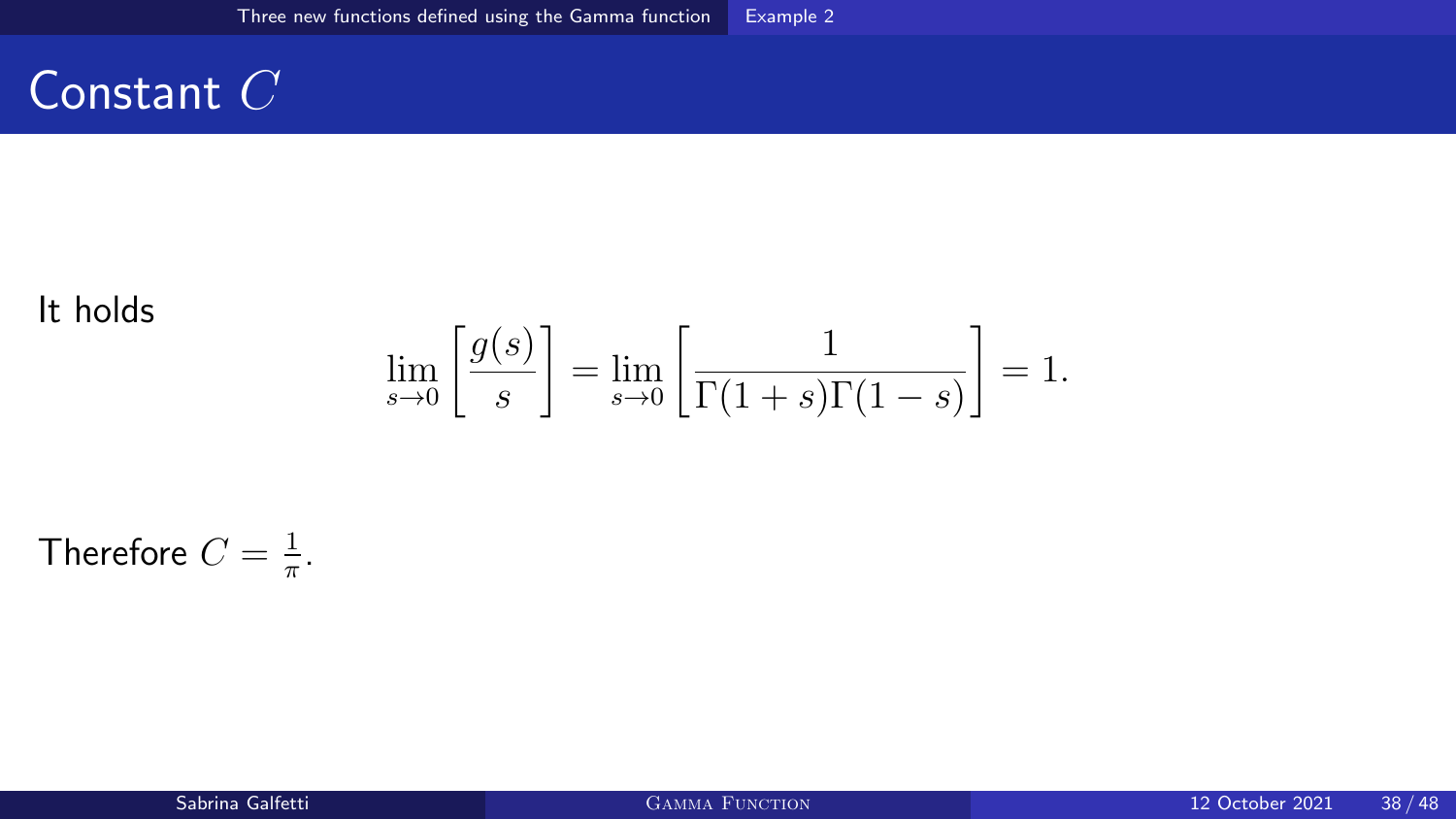# Constant $C$

It holds

$$\lim_{s \to 0} \left[ \frac{g(s)}{s} \right] = \lim_{s \to 0} \left[ \frac{1}{\Gamma(1+s)\Gamma(1-s)} \right] = 1.$$

Therefore $C = \frac{1}{\pi}$.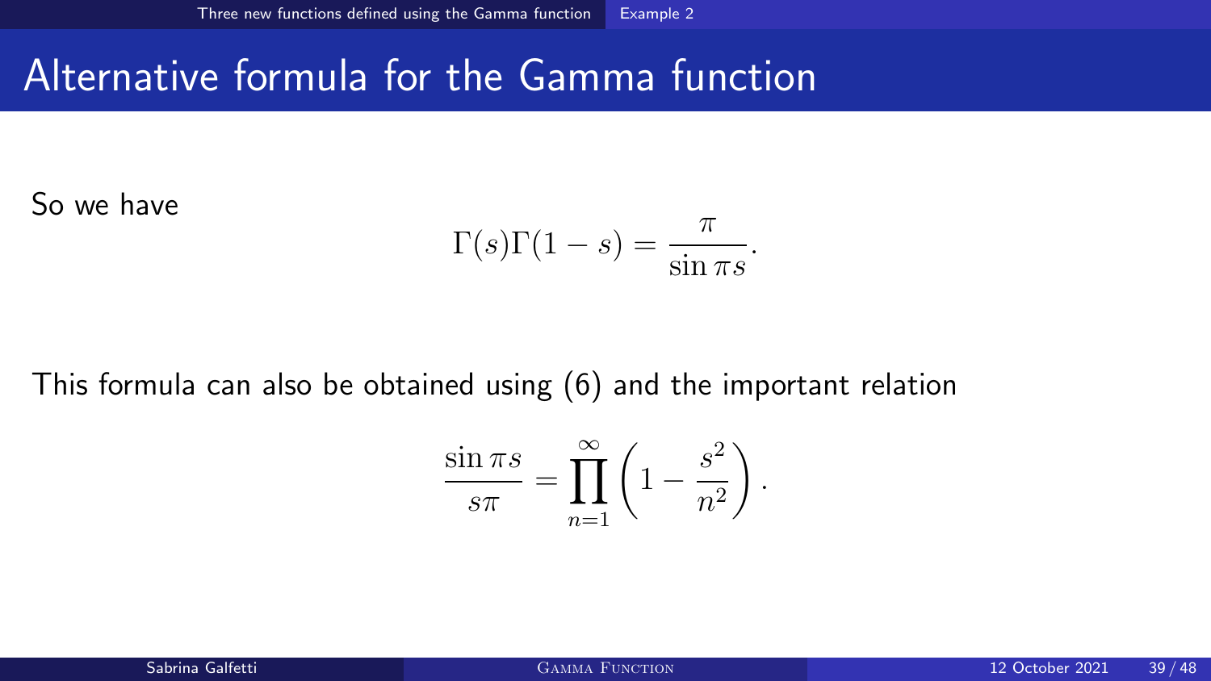# Alternative formula for the Gamma function

So we have

$$\Gamma(s)\Gamma(1-s) = \frac{\pi}{\sin \pi s}.$$

This formula can also be obtained using (6) and the important relation

$$\frac{\sin \pi s}{s\pi} = \prod_{n=1}^{\infty} \left(1 - \frac{s^2}{n^2}\right).$$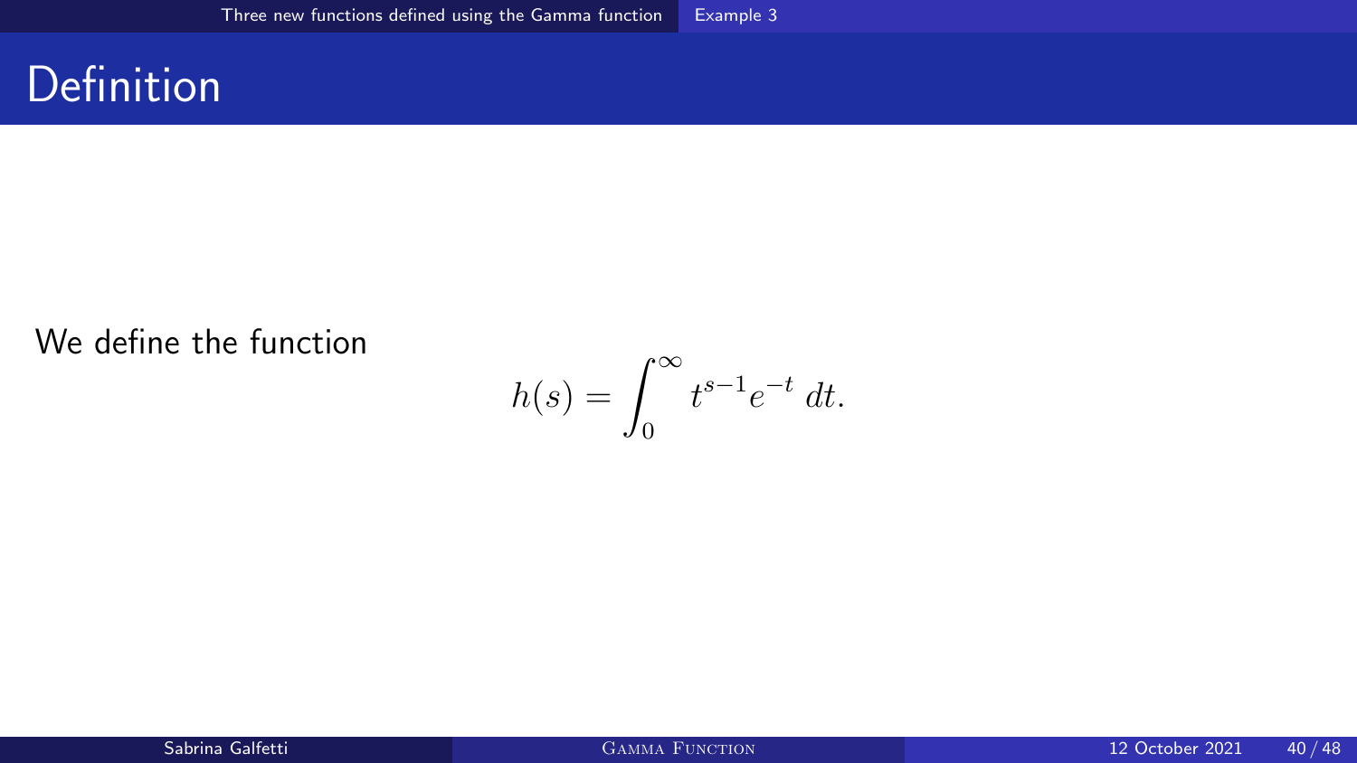# Definition

We define the function

$$h(s) = \int_0^\infty t^{s-1} e^{-t} \, dt.$$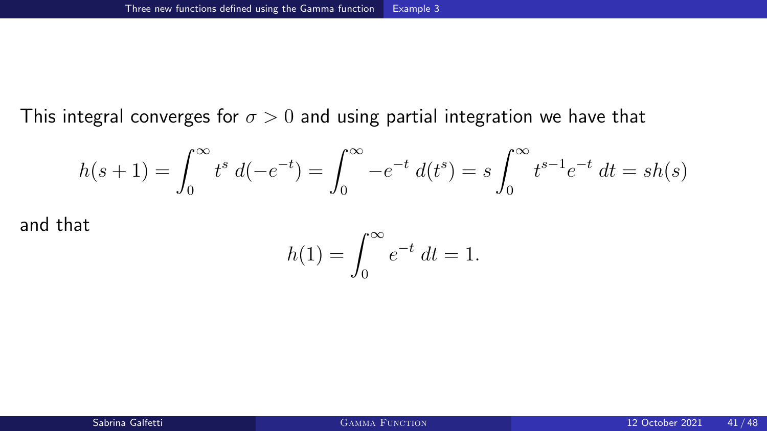This integral converges for $\sigma > 0$ and using partial integration we have that

$$h(s+1) = \int_0^\infty t^s \, d(-e^{-t}) = \int_0^\infty -e^{-t} \, d(t^s) = s \int_0^\infty t^{s-1} e^{-t} \, dt = sh(s)$$

and that

$$h(1) = \int_0^\infty e^{-t} \, dt = 1.$$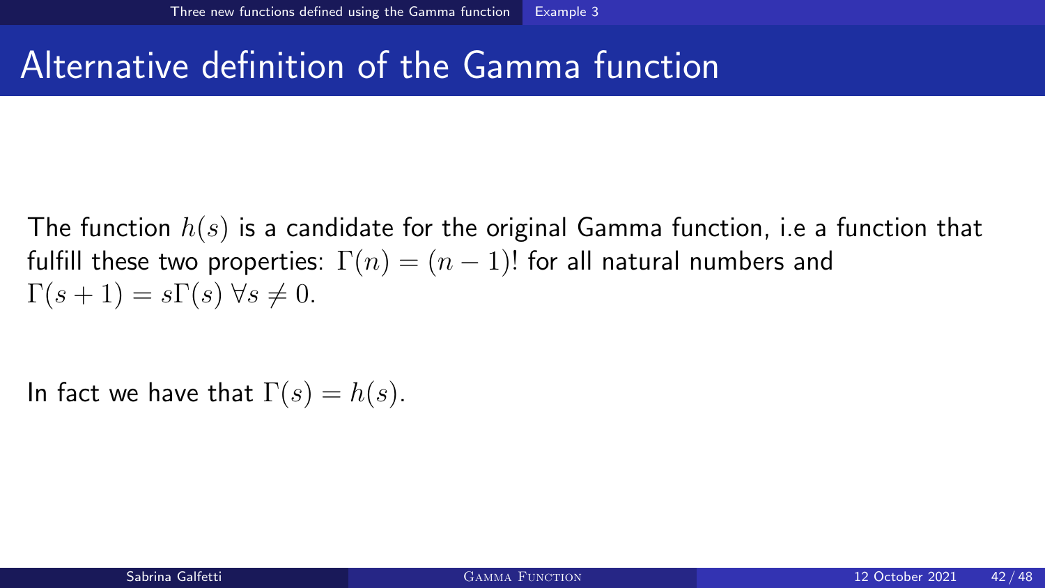# Alternative definition of the Gamma function

The function $h(s)$ is a candidate for the original Gamma function, i.e a function that fulfill these two properties: $\Gamma(n) = (n-1)!$ for all natural numbers and $\Gamma(s+1) = s\Gamma(s) \; \forall s \neq 0$.

In fact we have that $\Gamma(s) = h(s)$.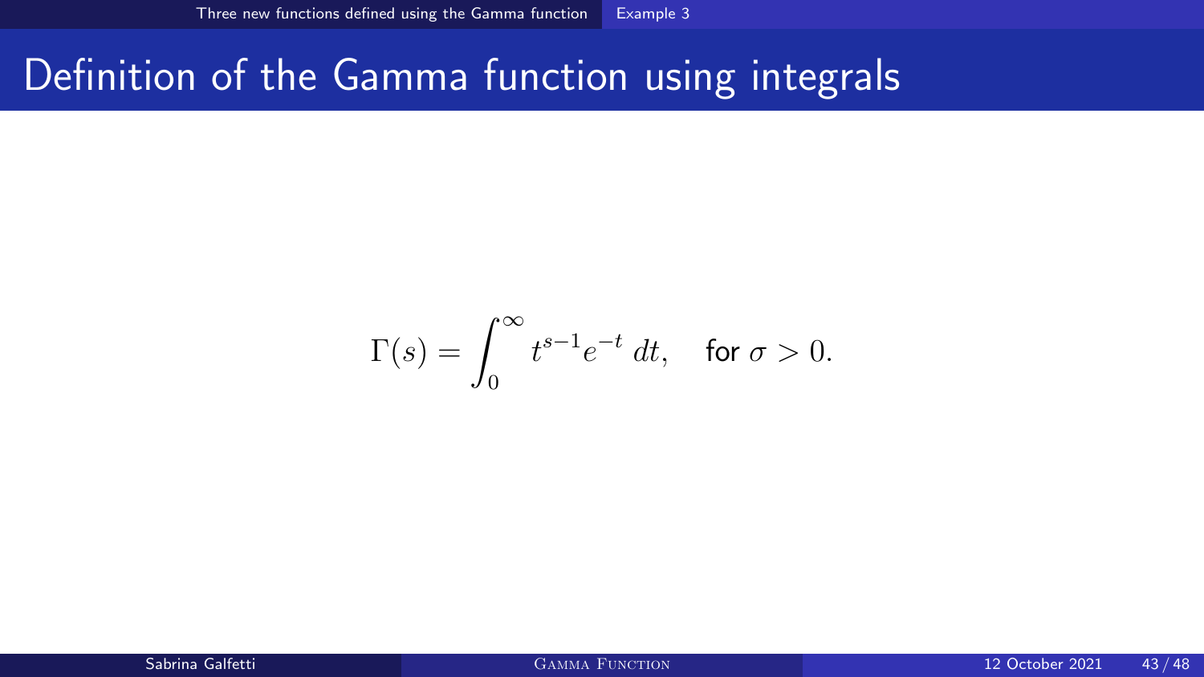# Definition of the Gamma function using integrals

$$\Gamma(s) = \int_0^{\infty} t^{s-1} e^{-t} \, dt, \quad \text{for } \sigma > 0.$$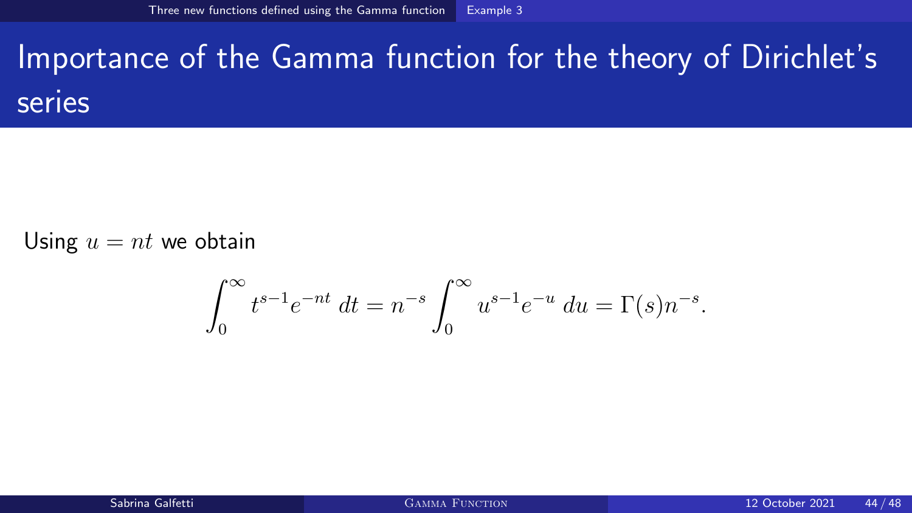# Importance of the Gamma function for the theory of Dirichlet's series

Using $u = nt$ we obtain

$$\int_0^\infty t^{s-1}e^{-nt}\,dt = n^{-s}\int_0^\infty u^{s-1}e^{-u}\,du = \Gamma(s)n^{-s}.$$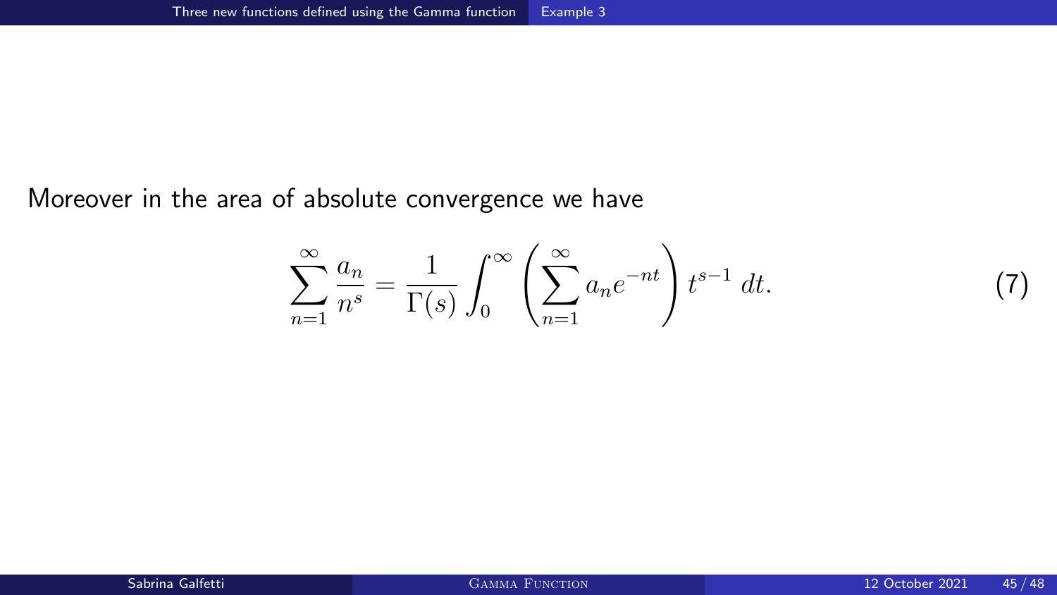Moreover in the area of absolute convergence we have

$$\sum_{n=1}^{\infty} \frac{a_n}{n^s} = \frac{1}{\Gamma(s)} \int_0^{\infty} \left( \sum_{n=1}^{\infty} a_n e^{-nt} \right) t^{s-1} \, dt. \tag{7}$$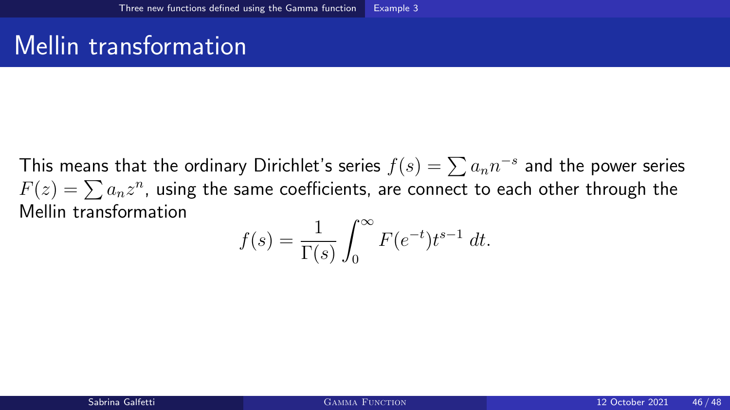# Mellin transformation

This means that the ordinary Dirichlet's series $f(s) = \sum a_n n^{-s}$ and the power series $F(z) = \sum a_n z^n$, using the same coefficients, are connect to each other through the Mellin transformation

$$f(s) = \frac{1}{\Gamma(s)} \int_0^\infty F(e^{-t}) t^{s-1} \, dt.$$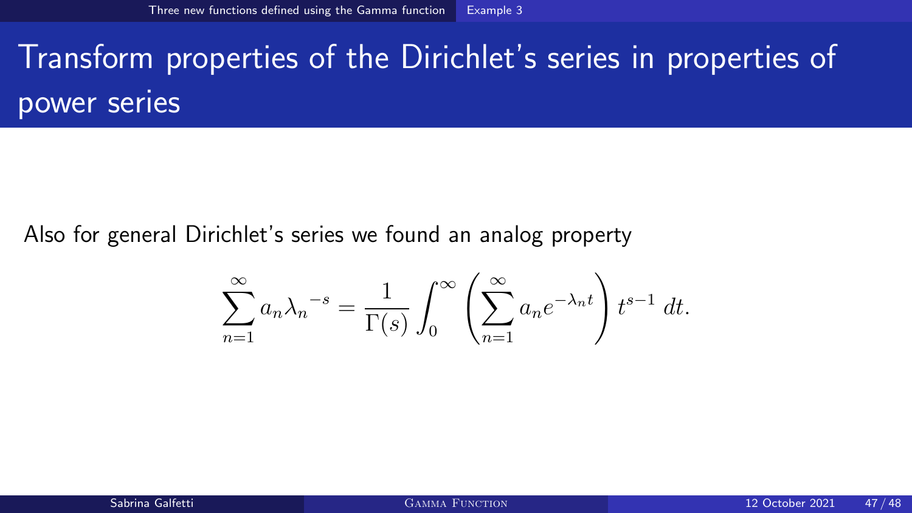# Transform properties of the Dirichlet's series in properties of power series

Also for general Dirichlet's series we found an analog property

$$\sum_{n=1}^{\infty} a_n {\lambda_n}^{-s} = \frac{1}{\Gamma(s)} \int_0^{\infty} \left( \sum_{n=1}^{\infty} a_n e^{-\lambda_n t} \right) t^{s-1} \, dt.$$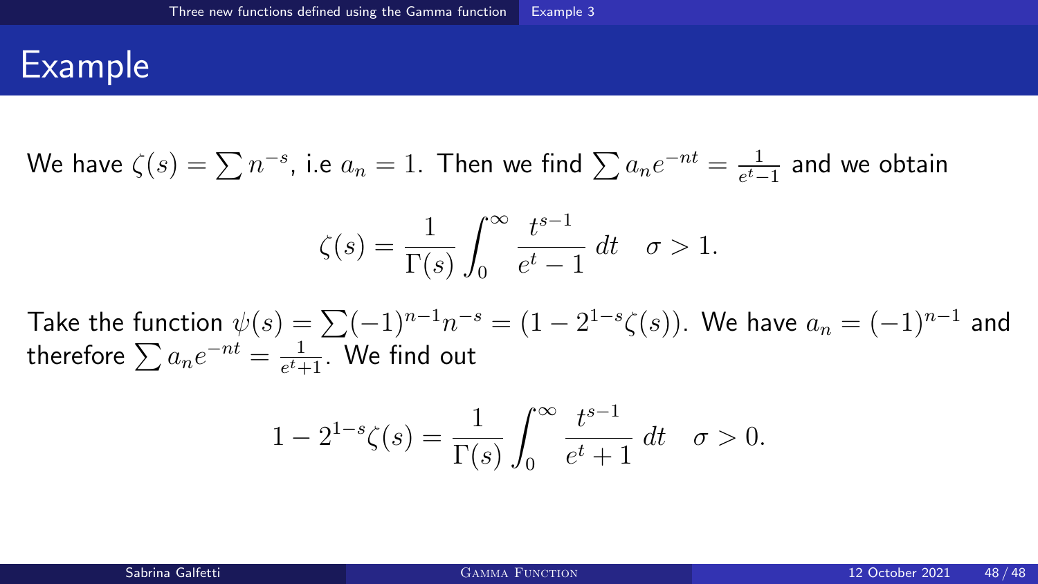# Example

We have $\zeta(s) = \sum n^{-s}$, i.e $a_n = 1$. Then we find $\sum a_n e^{-nt} = \frac{1}{e^t - 1}$ and we obtain

$$\zeta(s) = \frac{1}{\Gamma(s)} \int_0^\infty \frac{t^{s-1}}{e^t - 1} \, dt \quad \sigma > 1.$$

Take the function $\psi(s) = \sum (-1)^{n-1} n^{-s} = (1 - 2^{1-s}\zeta(s))$. We have $a_n = (-1)^{n-1}$ and therefore $\sum a_n e^{-nt} = \frac{1}{e^t + 1}$. We find out

$$1 - 2^{1-s}\zeta(s) = \frac{1}{\Gamma(s)} \int_0^\infty \frac{t^{s-1}}{e^t + 1} \, dt \quad \sigma > 0.$$